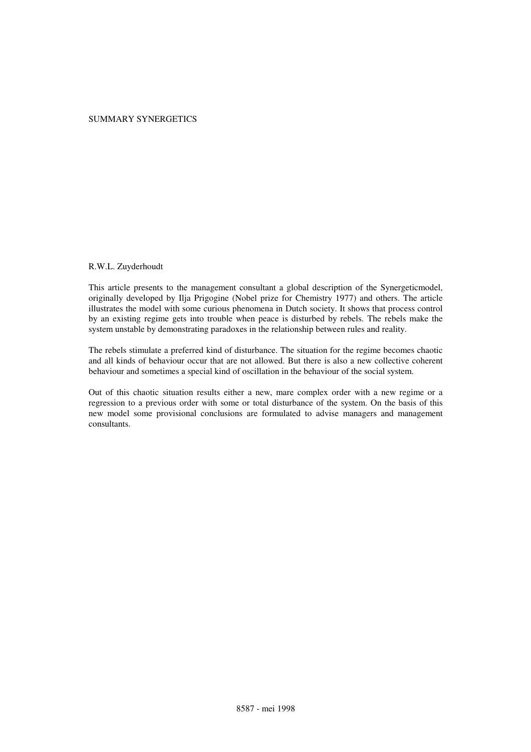SUMMARY SYNERGETICS

R.W.L. Zuyderhoudt

This article presents to the management consultant a global description of the Synergeticmodel, originally developed by Ilja Prigogine (Nobel prize for Chemistry 1977) and others. The article illustrates the model with some curious phenomena in Dutch society. It shows that process control by an existing regime gets into trouble when peace is disturbed by rebels. The rebels make the system unstable by demonstrating paradoxes in the relationship between rules and reality.

The rebels stimulate a preferred kind of disturbance. The situation for the regime becomes chaotic and all kinds of behaviour occur that are not allowed. But there is also a new collective coherent behaviour and sometimes a special kind of oscillation in the behaviour of the social system.

Out of this chaotic situation results either a new, mare complex order with a new regime or a regression to a previous order with some or total disturbance of the system. On the basis of this new model some provisional conclusions are formulated to advise managers and management consultants.

8587 - mei 1998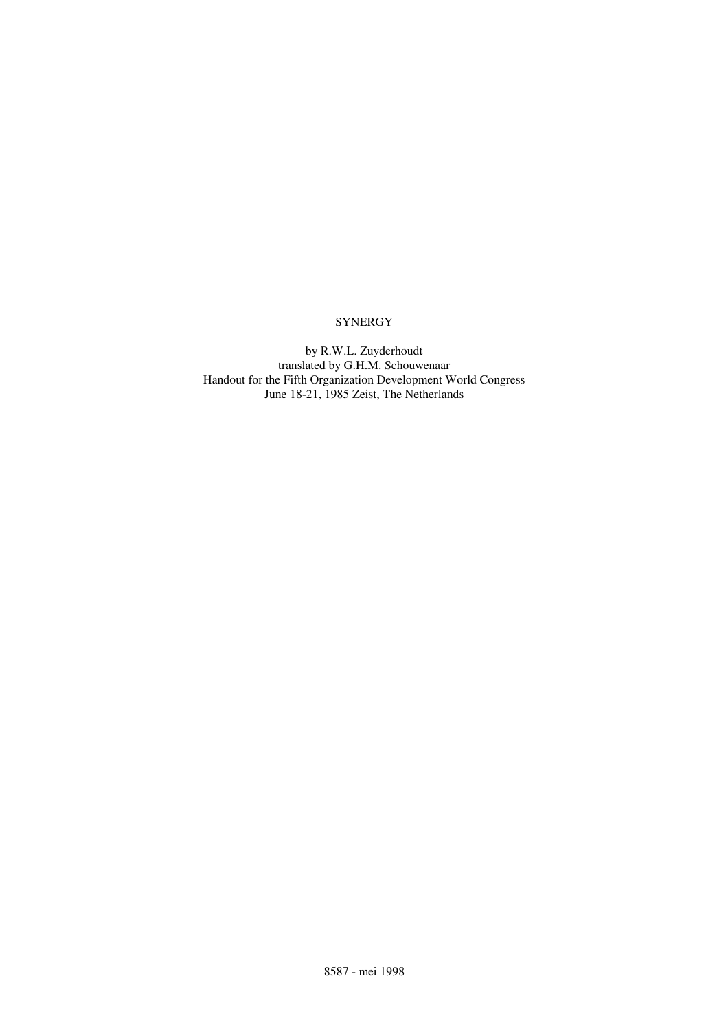# SYNERGY

by R.W.L. Zuyderhoudt
translated by G.H.M. Schouwenaar
Handout for the Fifth Organization Development World Congress
June 18-21, 1985 Zeist, The Netherlands

8587 - mei 1998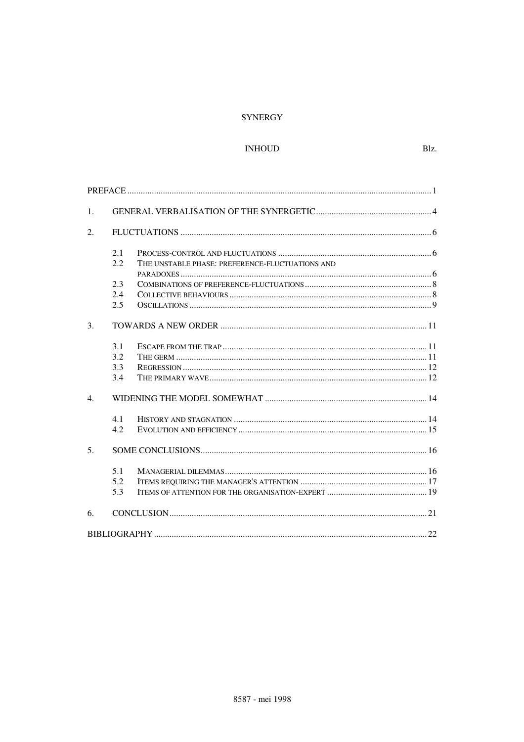# SYNERGY

## INHOUD

Blz.

| | | | |
|---|---|---|---|
| PREFACE | | | 1 |
| 1. | GENERAL VERBALISATION OF THE SYNERGETIC | | 4 |
| 2. | FLUCTUATIONS | | 6 |
| | 2.1 | PROCESS-CONTROL AND FLUCTUATIONS | 6 |
| | 2.2 | THE UNSTABLE PHASE: PREFERENCE-FLUCTUATIONS AND PARADOXES | 6 |
| | 2.3 | COMBINATIONS OF PREFERENCE-FLUCTUATIONS | 8 |
| | 2.4 | COLLECTIVE BEHAVIOURS | 8 |
| | 2.5 | OSCILLATIONS | 9 |
| 3. | TOWARDS A NEW ORDER | | 11 |
| | 3.1 | ESCAPE FROM THE TRAP | 11 |
| | 3.2 | THE GERM | 11 |
| | 3.3 | REGRESSION | 12 |
| | 3.4 | THE PRIMARY WAVE | 12 |
| 4. | WIDENING THE MODEL SOMEWHAT | | 14 |
| | 4.1 | HISTORY AND STAGNATION | 14 |
| | 4.2 | EVOLUTION AND EFFICIENCY | 15 |
| 5. | SOME CONCLUSIONS | | 16 |
| | 5.1 | MANAGERIAL DILEMMAS | 16 |
| | 5.2 | ITEMS REQUIRING THE MANAGER'S ATTENTION | 17 |
| | 5.3 | ITEMS OF ATTENTION FOR THE ORGANISATION-EXPERT | 19 |
| 6. | CONCLUSION | | 21 |
| BIBLIOGRAPHY | | | 22 |

8587 - mei 1998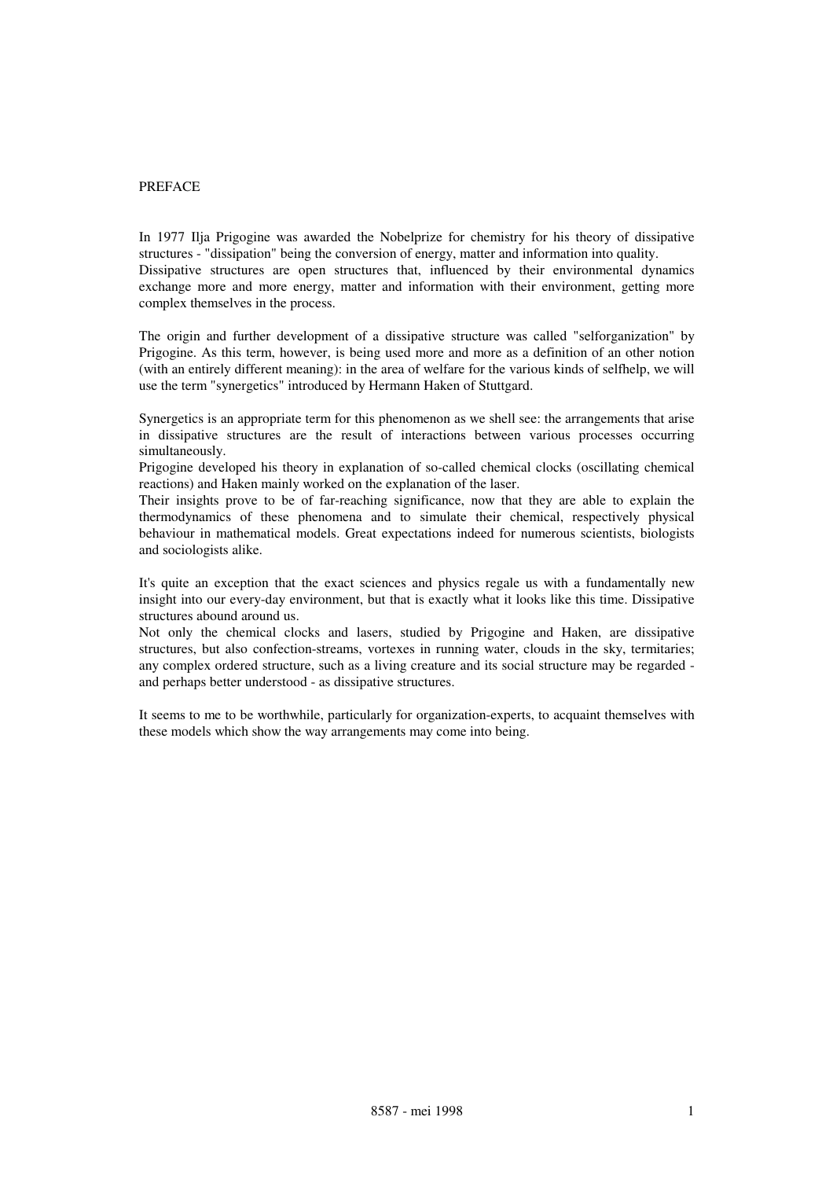# PREFACE

In 1977 Ilja Prigogine was awarded the Nobelprize for chemistry for his theory of dissipative structures - "dissipation" being the conversion of energy, matter and information into quality.
Dissipative structures are open structures that, influenced by their environmental dynamics exchange more and more energy, matter and information with their environment, getting more complex themselves in the process.

The origin and further development of a dissipative structure was called "selforganization" by Prigogine. As this term, however, is being used more and more as a definition of an other notion (with an entirely different meaning): in the area of welfare for the various kinds of selfhelp, we will use the term "synergetics" introduced by Hermann Haken of Stuttgard.

Synergetics is an appropriate term for this phenomenon as we shell see: the arrangements that arise in dissipative structures are the result of interactions between various processes occurring simultaneously.
Prigogine developed his theory in explanation of so-called chemical clocks (oscillating chemical reactions) and Haken mainly worked on the explanation of the laser.
Their insights prove to be of far-reaching significance, now that they are able to explain the thermodynamics of these phenomena and to simulate their chemical, respectively physical behaviour in mathematical models. Great expectations indeed for numerous scientists, biologists and sociologists alike.

It's quite an exception that the exact sciences and physics regale us with a fundamentally new insight into our every-day environment, but that is exactly what it looks like this time. Dissipative structures abound around us.
Not only the chemical clocks and lasers, studied by Prigogine and Haken, are dissipative structures, but also confection-streams, vortexes in running water, clouds in the sky, termitaries; any complex ordered structure, such as a living creature and its social structure may be regarded - and perhaps better understood - as dissipative structures.

It seems to me to be worthwhile, particularly for organization-experts, to acquaint themselves with these models which show the way arrangements may come into being.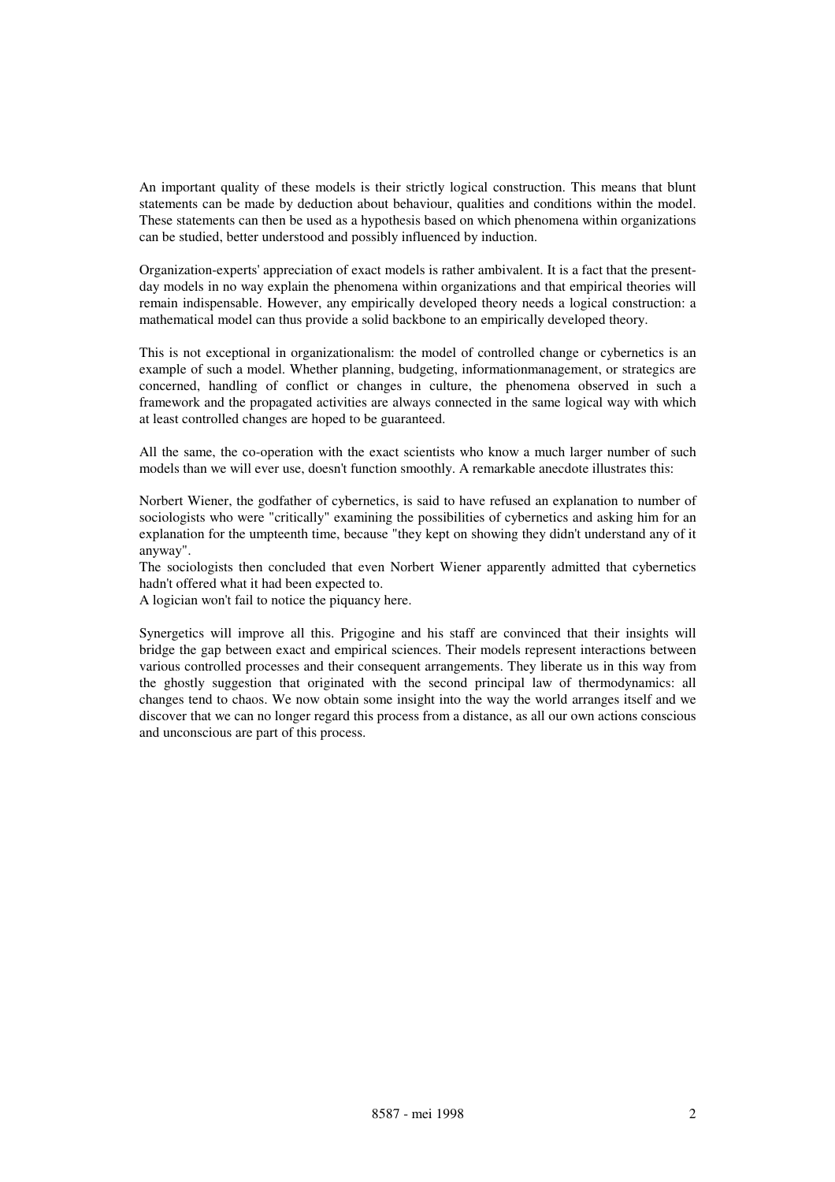An important quality of these models is their strictly logical construction. This means that blunt statements can be made by deduction about behaviour, qualities and conditions within the model. These statements can then be used as a hypothesis based on which phenomena within organizations can be studied, better understood and possibly influenced by induction.

Organization-experts' appreciation of exact models is rather ambivalent. It is a fact that the present-day models in no way explain the phenomena within organizations and that empirical theories will remain indispensable. However, any empirically developed theory needs a logical construction: a mathematical model can thus provide a solid backbone to an empirically developed theory.

This is not exceptional in organizationalism: the model of controlled change or cybernetics is an example of such a model. Whether planning, budgeting, informationmanagement, or strategics are concerned, handling of conflict or changes in culture, the phenomena observed in such a framework and the propagated activities are always connected in the same logical way with which at least controlled changes are hoped to be guaranteed.

All the same, the co-operation with the exact scientists who know a much larger number of such models than we will ever use, doesn't function smoothly. A remarkable anecdote illustrates this:

Norbert Wiener, the godfather of cybernetics, is said to have refused an explanation to number of sociologists who were "critically" examining the possibilities of cybernetics and asking him for an explanation for the umpteenth time, because "they kept on showing they didn't understand any of it anyway".
The sociologists then concluded that even Norbert Wiener apparently admitted that cybernetics hadn't offered what it had been expected to.
A logician won't fail to notice the piquancy here.

Synergetics will improve all this. Prigogine and his staff are convinced that their insights will bridge the gap between exact and empirical sciences. Their models represent interactions between various controlled processes and their consequent arrangements. They liberate us in this way from the ghostly suggestion that originated with the second principal law of thermodynamics: all changes tend to chaos. We now obtain some insight into the way the world arranges itself and we discover that we can no longer regard this process from a distance, as all our own actions conscious and unconscious are part of this process.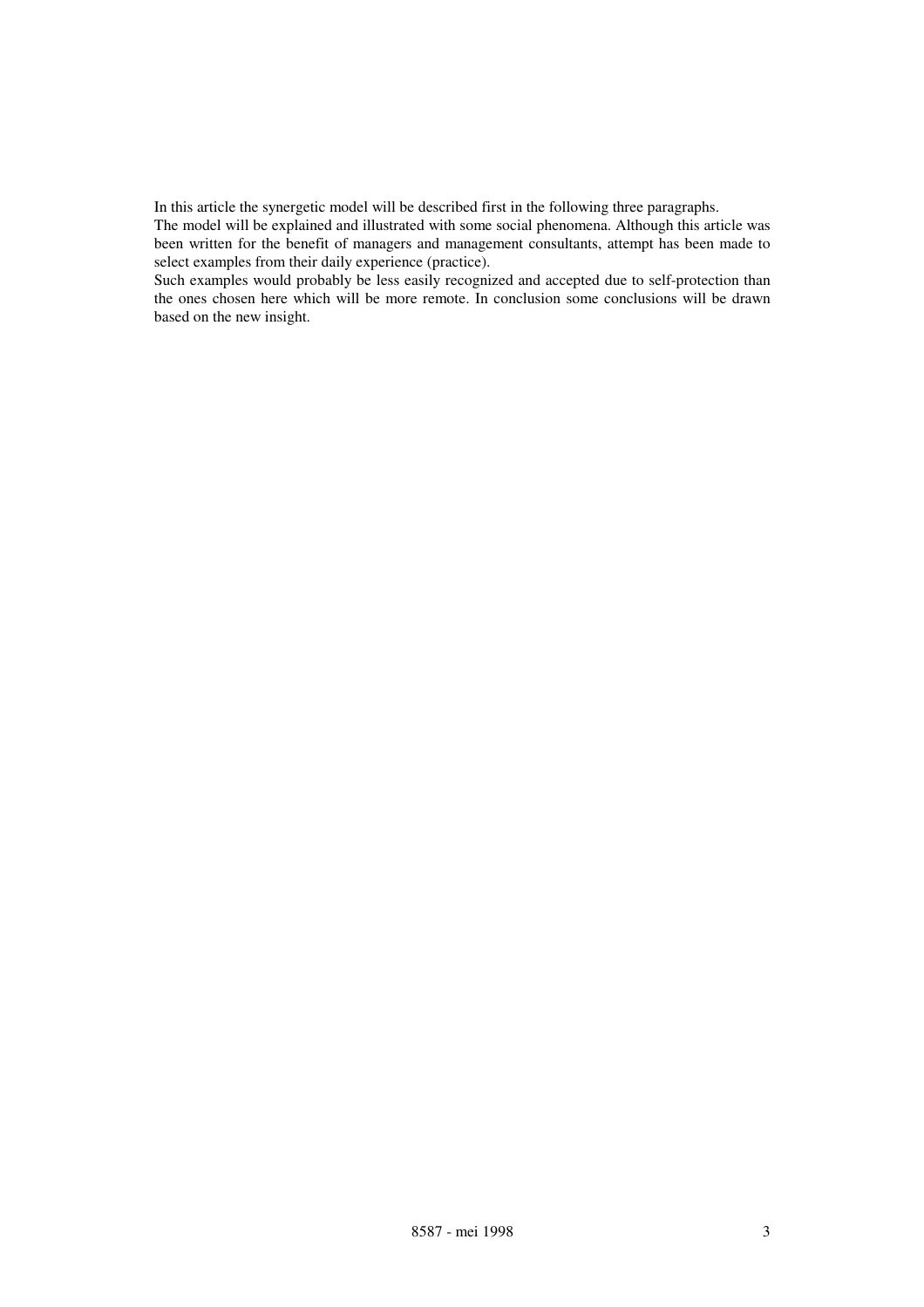In this article the synergetic model will be described first in the following three paragraphs.
The model will be explained and illustrated with some social phenomena. Although this article was been written for the benefit of managers and management consultants, attempt has been made to select examples from their daily experience (practice).
Such examples would probably be less easily recognized and accepted due to self-protection than the ones chosen here which will be more remote. In conclusion some conclusions will be drawn based on the new insight.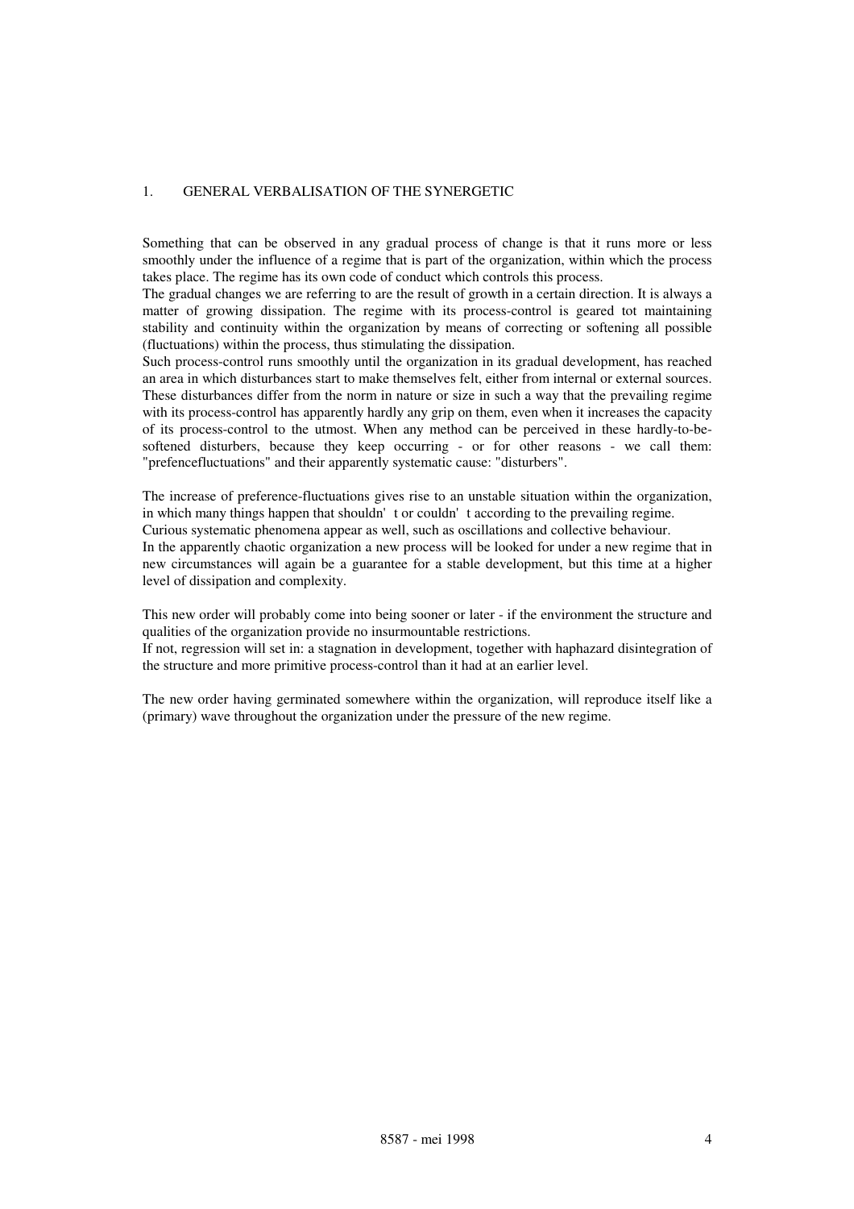# 1. GENERAL VERBALISATION OF THE SYNERGETIC

Something that can be observed in any gradual process of change is that it runs more or less smoothly under the influence of a regime that is part of the organization, within which the process takes place. The regime has its own code of conduct which controls this process.
The gradual changes we are referring to are the result of growth in a certain direction. It is always a matter of growing dissipation. The regime with its process-control is geared tot maintaining stability and continuity within the organization by means of correcting or softening all possible (fluctuations) within the process, thus stimulating the dissipation.
Such process-control runs smoothly until the organization in its gradual development, has reached an area in which disturbances start to make themselves felt, either from internal or external sources. These disturbances differ from the norm in nature or size in such a way that the prevailing regime with its process-control has apparently hardly any grip on them, even when it increases the capacity of its process-control to the utmost. When any method can be perceived in these hardly-to-be-softened disturbers, because they keep occurring - or for other reasons - we call them: "prefencefluctuations" and their apparently systematic cause: "disturbers".

The increase of preference-fluctuations gives rise to an unstable situation within the organization, in which many things happen that shouldn' t or couldn' t according to the prevailing regime.
Curious systematic phenomena appear as well, such as oscillations and collective behaviour.
In the apparently chaotic organization a new process will be looked for under a new regime that in new circumstances will again be a guarantee for a stable development, but this time at a higher level of dissipation and complexity.

This new order will probably come into being sooner or later - if the environment the structure and qualities of the organization provide no insurmountable restrictions.
If not, regression will set in: a stagnation in development, together with haphazard disintegration of the structure and more primitive process-control than it had at an earlier level.

The new order having germinated somewhere within the organization, will reproduce itself like a (primary) wave throughout the organization under the pressure of the new regime.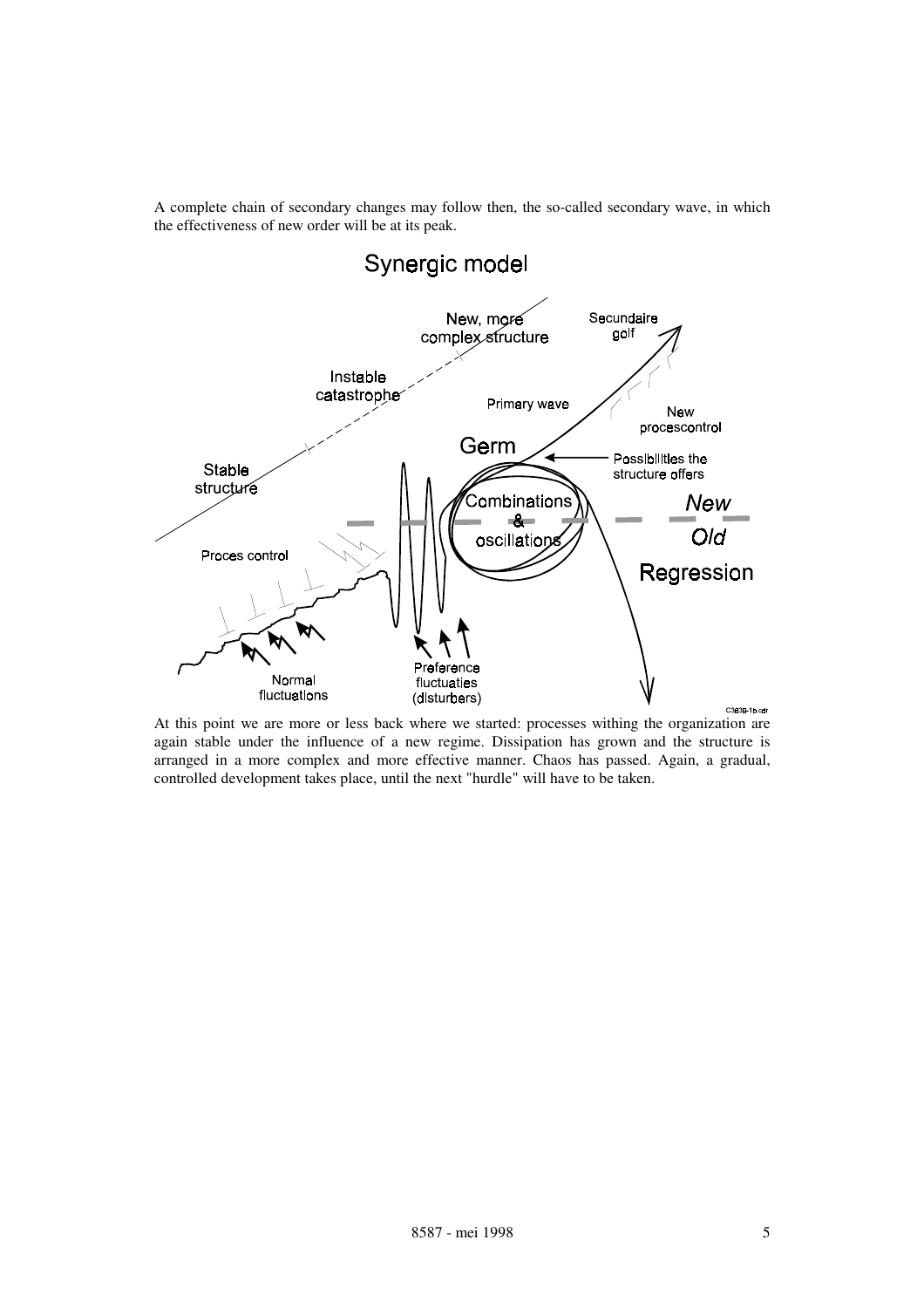A complete chain of secondary changes may follow then, the so-called secondary wave, in which the effectiveness of new order will be at its peak.

Synergic model

Stable structure

Instable catastrophe

New, more complex structure

Secundaire golf

Primary wave

New procescontrol

Germ

Possibilities the structure offers

Combinations & oscillations

New

Old

Regression

Proces control

Normal fluctuations

Preference fluctuaties (disturbers)

At this point we are more or less back where we started: processes withing the organization are again stable under the influence of a new regime. Dissipation has grown and the structure is arranged in a more complex and more effective manner. Chaos has passed. Again, a gradual, controlled development takes place, until the next "hurdle" will have to be taken.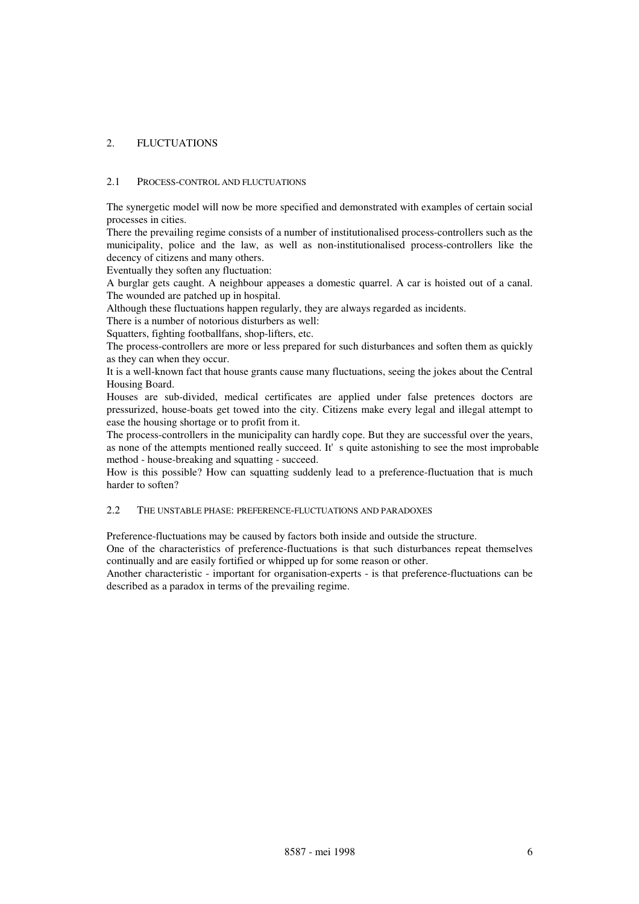## 2. FLUCTUATIONS

### 2.1 PROCESS-CONTROL AND FLUCTUATIONS

The synergetic model will now be more specified and demonstrated with examples of certain social processes in cities.

There the prevailing regime consists of a number of institutionalised process-controllers such as the municipality, police and the law, as well as non-institutionalised process-controllers like the decency of citizens and many others.

Eventually they soften any fluctuation:

A burglar gets caught. A neighbour appeases a domestic quarrel. A car is hoisted out of a canal. The wounded are patched up in hospital.

Although these fluctuations happen regularly, they are always regarded as incidents.

There is a number of notorious disturbers as well:

Squatters, fighting footballfans, shop-lifters, etc.

The process-controllers are more or less prepared for such disturbances and soften them as quickly as they can when they occur.

It is a well-known fact that house grants cause many fluctuations, seeing the jokes about the Central Housing Board.

Houses are sub-divided, medical certificates are applied under false pretences doctors are pressurized, house-boats get towed into the city. Citizens make every legal and illegal attempt to ease the housing shortage or to profit from it.

The process-controllers in the municipality can hardly cope. But they are successful over the years, as none of the attempts mentioned really succeed. It' s quite astonishing to see the most improbable method - house-breaking and squatting - succeed.

How is this possible? How can squatting suddenly lead to a preference-fluctuation that is much harder to soften?

### 2.2 THE UNSTABLE PHASE: PREFERENCE-FLUCTUATIONS AND PARADOXES

Preference-fluctuations may be caused by factors both inside and outside the structure.

One of the characteristics of preference-fluctuations is that such disturbances repeat themselves continually and are easily fortified or whipped up for some reason or other.

Another characteristic - important for organisation-experts - is that preference-fluctuations can be described as a paradox in terms of the prevailing regime.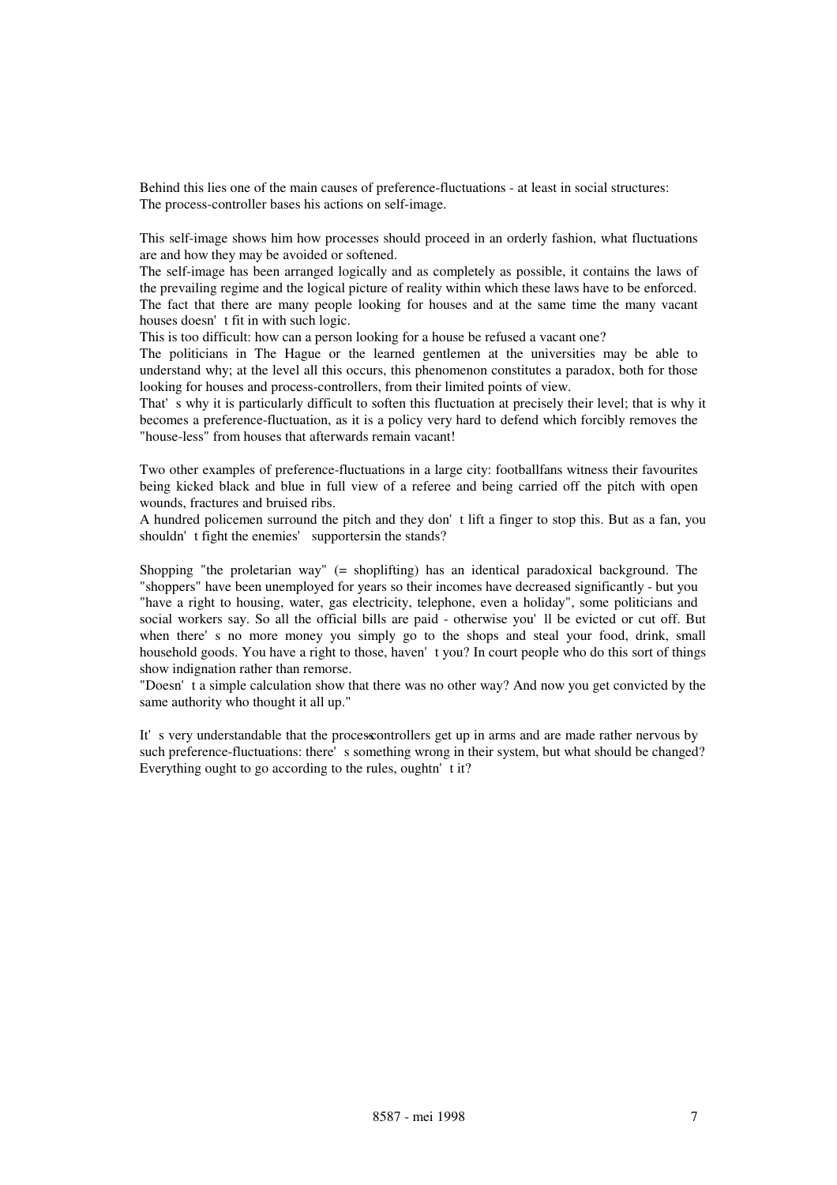Behind this lies one of the main causes of preference-fluctuations - at least in social structures: The process-controller bases his actions on self-image.

This self-image shows him how processes should proceed in an orderly fashion, what fluctuations are and how they may be avoided or softened.
The self-image has been arranged logically and as completely as possible, it contains the laws of the prevailing regime and the logical picture of reality within which these laws have to be enforced. The fact that there are many people looking for houses and at the same time the many vacant houses doesn't fit in with such logic.
This is too difficult: how can a person looking for a house be refused a vacant one?
The politicians in The Hague or the learned gentlemen at the universities may be able to understand why; at the level all this occurs, this phenomenon constitutes a paradox, both for those looking for houses and process-controllers, from their limited points of view.
That's why it is particularly difficult to soften this fluctuation at precisely their level; that is why it becomes a preference-fluctuation, as it is a policy very hard to defend which forcibly removes the "house-less" from houses that afterwards remain vacant!

Two other examples of preference-fluctuations in a large city: footballfans witness their favourites being kicked black and blue in full view of a referee and being carried off the pitch with open wounds, fractures and bruised ribs.
A hundred policemen surround the pitch and they don't lift a finger to stop this. But as a fan, you shouldn't fight the enemies' supportersin the stands?

Shopping "the proletarian way" (= shoplifting) has an identical paradoxical background. The "shoppers" have been unemployed for years so their incomes have decreased significantly - but you "have a right to housing, water, gas electricity, telephone, even a holiday", some politicians and social workers say. So all the official bills are paid - otherwise you'll be evicted or cut off. But when there's no more money you simply go to the shops and steal your food, drink, small household goods. You have a right to those, haven't you? In court people who do this sort of things show indignation rather than remorse.
"Doesn't a simple calculation show that there was no other way? And now you get convicted by the same authority who thought it all up."

It's very understandable that the process-controllers get up in arms and are made rather nervous by such preference-fluctuations: there's something wrong in their system, but what should be changed? Everything ought to go according to the rules, oughtn't it?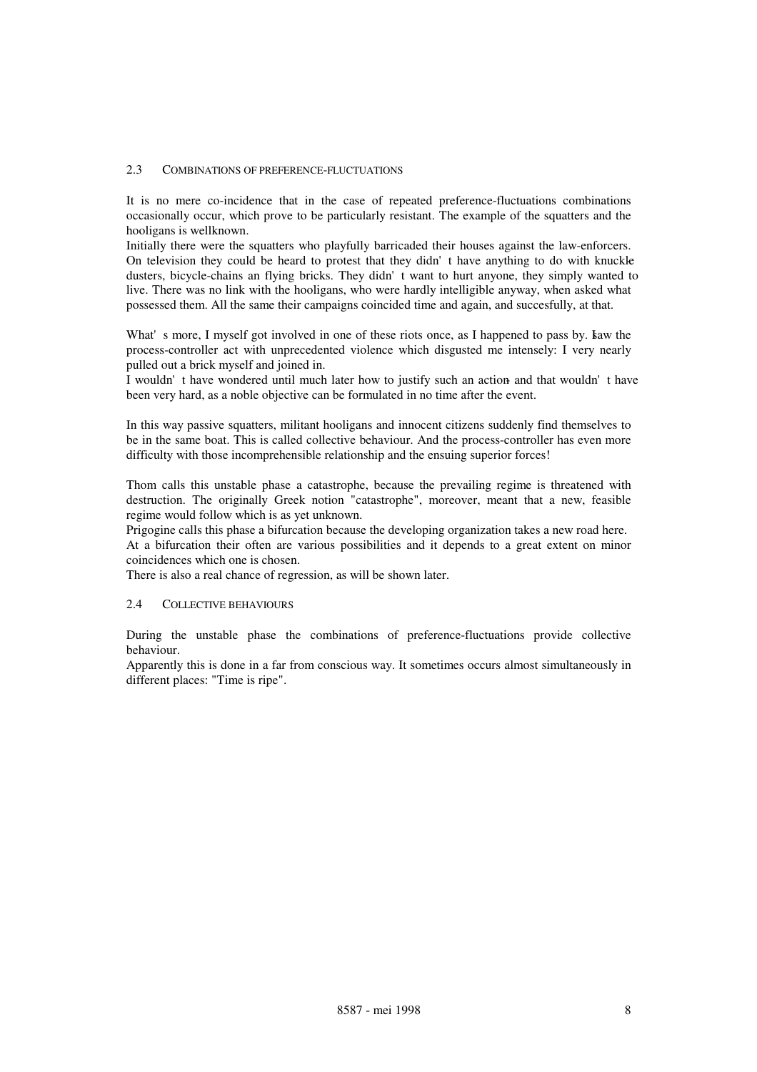## 2.3 COMBINATIONS OF PREFERENCE-FLUCTUATIONS

It is no mere co-incidence that in the case of repeated preference-fluctuations combinations occasionally occur, which prove to be particularly resistant. The example of the squatters and the hooligans is wellknown.

Initially there were the squatters who playfully barricaded their houses against the law-enforcers. On television they could be heard to protest that they didn't have anything to do with knuckle dusters, bicycle-chains an flying bricks. They didn't want to hurt anyone, they simply wanted to live. There was no link with the hooligans, who were hardly intelligible anyway, when asked what possessed them. All the same their campaigns coincided time and again, and succesfully, at that.

What's more, I myself got involved in one of these riots once, as I happened to pass by. I saw the process-controller act with unprecedented violence which disgusted me intensely: I very nearly pulled out a brick myself and joined in.

I wouldn't have wondered until much later how to justify such an action - and that wouldn't have been very hard, as a noble objective can be formulated in no time after the event.

In this way passive squatters, militant hooligans and innocent citizens suddenly find themselves to be in the same boat. This is called collective behaviour. And the process-controller has even more difficulty with those incomprehensible relationship and the ensuing superior forces!

Thom calls this unstable phase a catastrophe, because the prevailing regime is threatened with destruction. The originally Greek notion "catastrophe", moreover, meant that a new, feasible regime would follow which is as yet unknown.

Prigogine calls this phase a bifurcation because the developing organization takes a new road here. At a bifurcation their often are various possibilities and it depends to a great extent on minor coincidences which one is chosen.

There is also a real chance of regression, as will be shown later.

## 2.4 COLLECTIVE BEHAVIOURS

During the unstable phase the combinations of preference-fluctuations provide collective behaviour.

Apparently this is done in a far from conscious way. It sometimes occurs almost simultaneously in different places: "Time is ripe".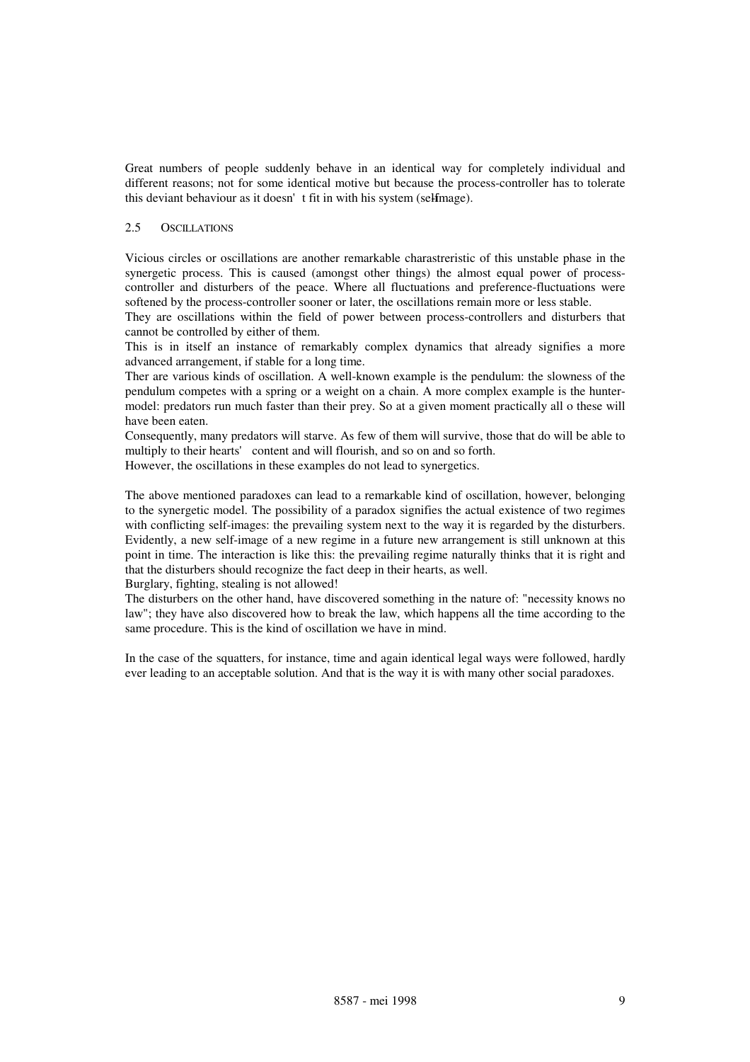Great numbers of people suddenly behave in an identical way for completely individual and different reasons; not for some identical motive but because the process-controller has to tolerate this deviant behaviour as it doesn' t fit in with his system (self-image).

## 2.5 OSCILLATIONS

Vicious circles or oscillations are another remarkable charastreristic of this unstable phase in the synergetic process. This is caused (amongst other things) the almost equal power of process-controller and disturbers of the peace. Where all fluctuations and preference-fluctuations were softened by the process-controller sooner or later, the oscillations remain more or less stable.
They are oscillations within the field of power between process-controllers and disturbers that cannot be controlled by either of them.
This is in itself an instance of remarkably complex dynamics that already signifies a more advanced arrangement, if stable for a long time.
Ther are various kinds of oscillation. A well-known example is the pendulum: the slowness of the pendulum competes with a spring or a weight on a chain. A more complex example is the hunter-model: predators run much faster than their prey. So at a given moment practically all o these will have been eaten.
Consequently, many predators will starve. As few of them will survive, those that do will be able to multiply to their hearts' content and will flourish, and so on and so forth.
However, the oscillations in these examples do not lead to synergetics.

The above mentioned paradoxes can lead to a remarkable kind of oscillation, however, belonging to the synergetic model. The possibility of a paradox signifies the actual existence of two regimes with conflicting self-images: the prevailing system next to the way it is regarded by the disturbers. Evidently, a new self-image of a new regime in a future new arrangement is still unknown at this point in time. The interaction is like this: the prevailing regime naturally thinks that it is right and that the disturbers should recognize the fact deep in their hearts, as well.
Burglary, fighting, stealing is not allowed!
The disturbers on the other hand, have discovered something in the nature of: "necessity knows no law"; they have also discovered how to break the law, which happens all the time according to the same procedure. This is the kind of oscillation we have in mind.

In the case of the squatters, for instance, time and again identical legal ways were followed, hardly ever leading to an acceptable solution. And that is the way it is with many other social paradoxes.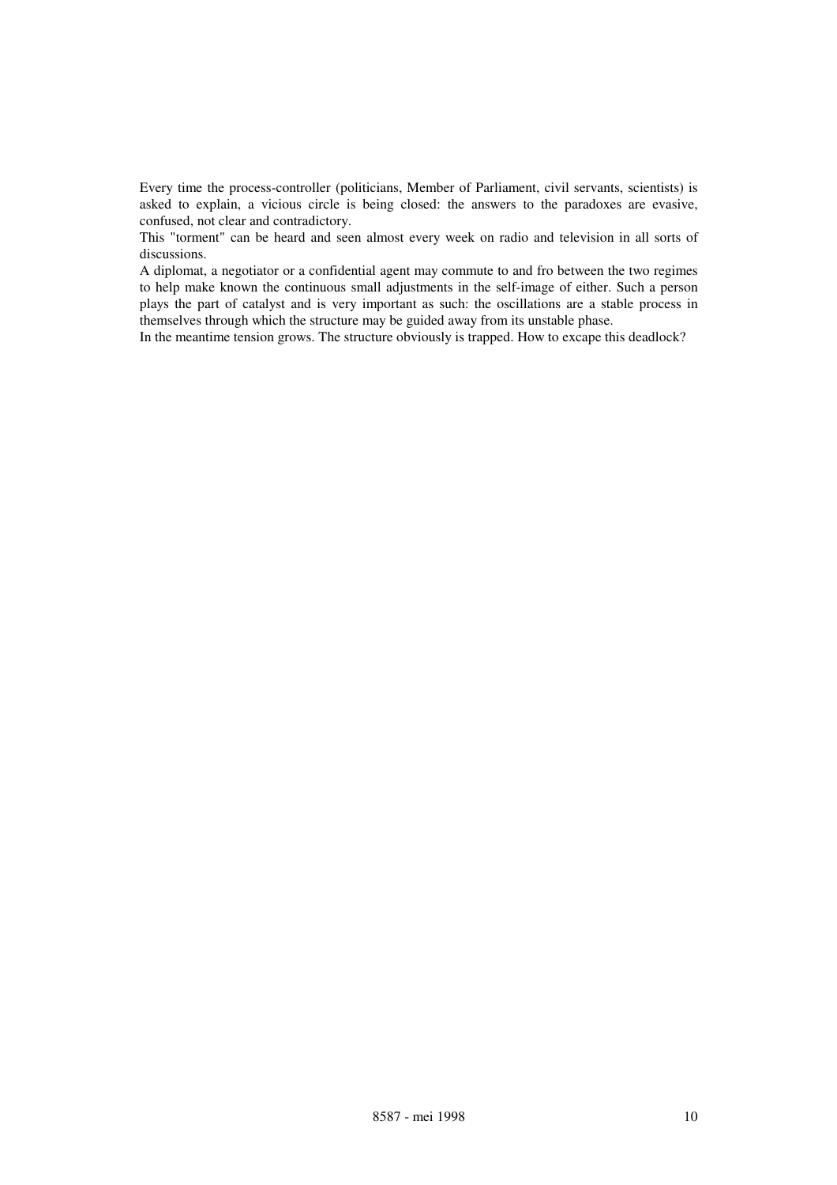Every time the process-controller (politicians, Member of Parliament, civil servants, scientists) is asked to explain, a vicious circle is being closed: the answers to the paradoxes are evasive, confused, not clear and contradictory.

This "torment" can be heard and seen almost every week on radio and television in all sorts of discussions.

A diplomat, a negotiator or a confidential agent may commute to and fro between the two regimes to help make known the continuous small adjustments in the self-image of either. Such a person plays the part of catalyst and is very important as such: the oscillations are a stable process in themselves through which the structure may be guided away from its unstable phase.

In the meantime tension grows. The structure obviously is trapped. How to excape this deadlock?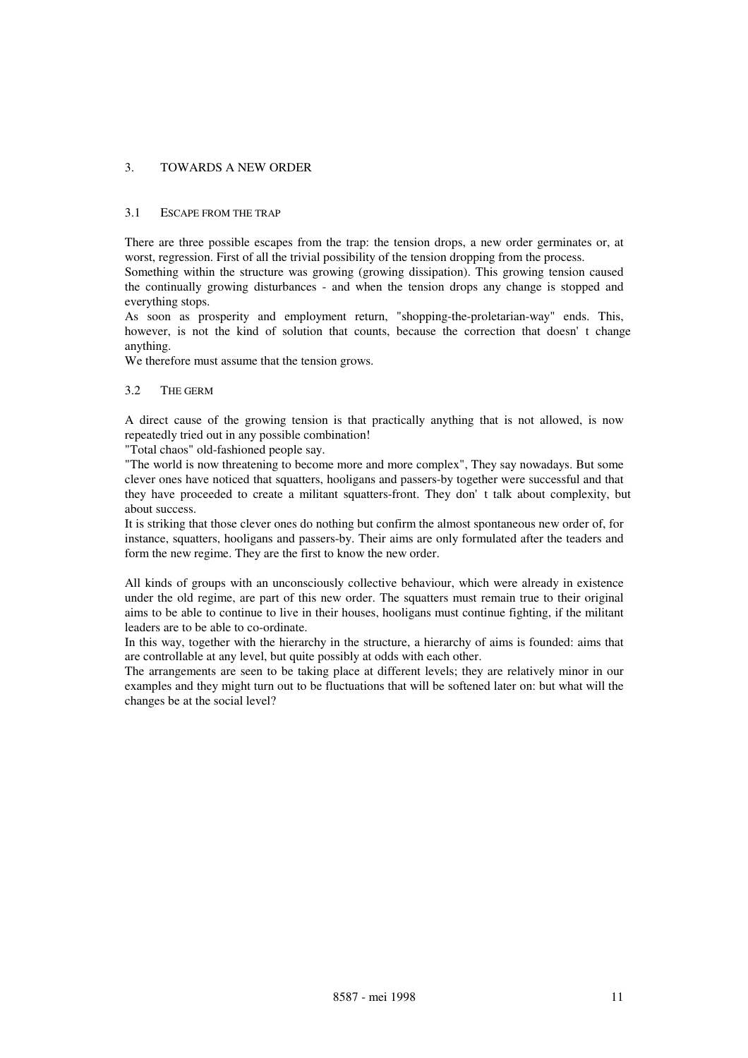## 3. TOWARDS A NEW ORDER

### 3.1 ESCAPE FROM THE TRAP

There are three possible escapes from the trap: the tension drops, a new order germinates or, at worst, regression. First of all the trivial possibility of the tension dropping from the process.
Something within the structure was growing (growing dissipation). This growing tension caused the continually growing disturbances - and when the tension drops any change is stopped and everything stops.
As soon as prosperity and employment return, "shopping-the-proletarian-way" ends. This, however, is not the kind of solution that counts, because the correction that doesn' t change anything.
We therefore must assume that the tension grows.

### 3.2 THE GERM

A direct cause of the growing tension is that practically anything that is not allowed, is now repeatedly tried out in any possible combination!
"Total chaos" old-fashioned people say.
"The world is now threatening to become more and more complex", They say nowadays. But some clever ones have noticed that squatters, hooligans and passers-by together were successful and that they have proceeded to create a militant squatters-front. They don' t talk about complexity, but about success.
It is striking that those clever ones do nothing but confirm the almost spontaneous new order of, for instance, squatters, hooligans and passers-by. Their aims are only formulated after the teaders and form the new regime. They are the first to know the new order.

All kinds of groups with an unconsciously collective behaviour, which were already in existence under the old regime, are part of this new order. The squatters must remain true to their original aims to be able to continue to live in their houses, hooligans must continue fighting, if the militant leaders are to be able to co-ordinate.
In this way, together with the hierarchy in the structure, a hierarchy of aims is founded: aims that are controllable at any level, but quite possibly at odds with each other.
The arrangements are seen to be taking place at different levels; they are relatively minor in our examples and they might turn out to be fluctuations that will be softened later on: but what will the changes be at the social level?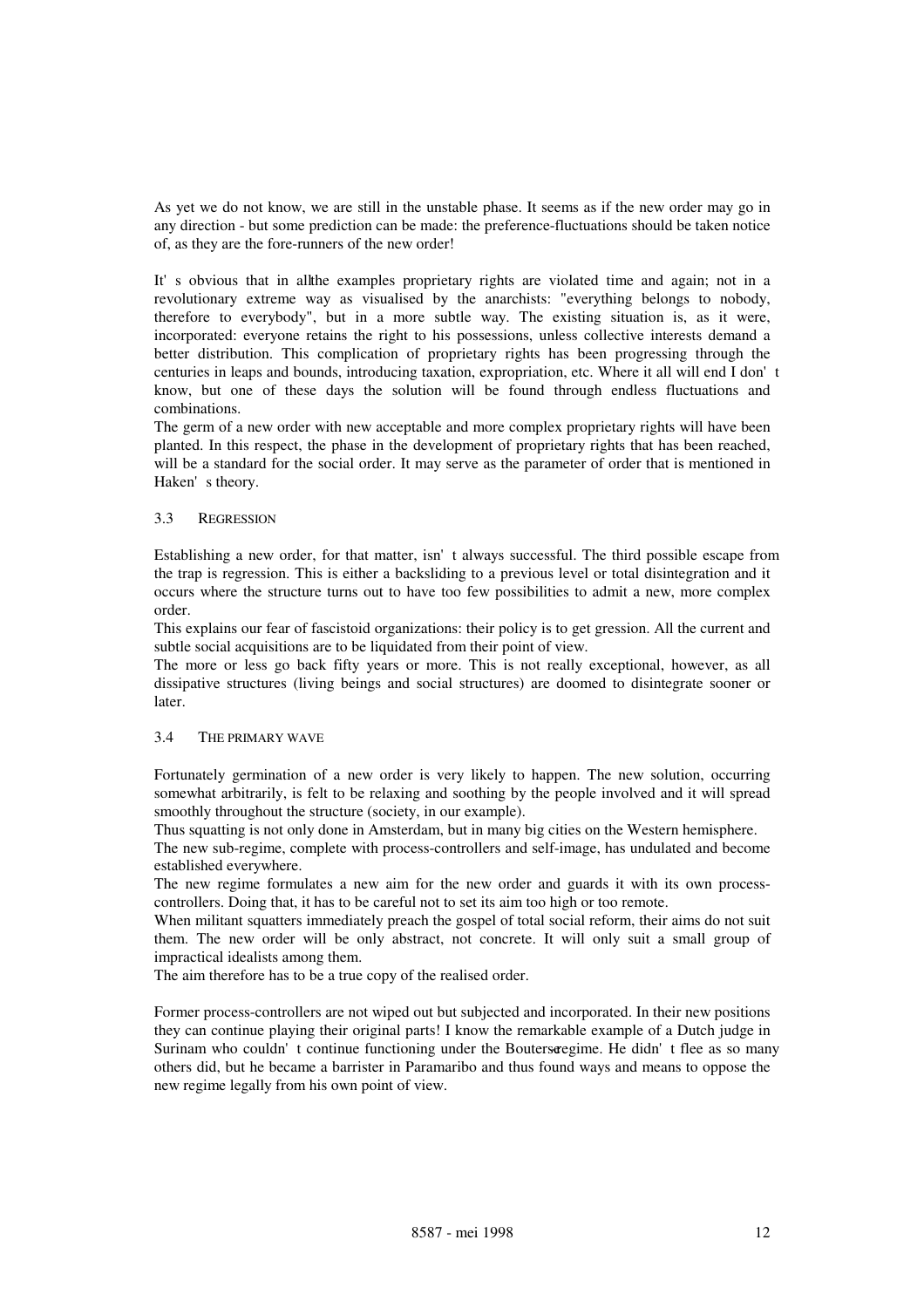As yet we do not know, we are still in the unstable phase. It seems as if the new order may go in any direction - but some prediction can be made: the preference-fluctuations should be taken notice of, as they are the fore-runners of the new order!

It's obvious that in all the examples proprietary rights are violated time and again; not in a revolutionary extreme way as visualised by the anarchists: "everything belongs to nobody, therefore to everybody", but in a more subtle way. The existing situation is, as it were, incorporated: everyone retains the right to his possessions, unless collective interests demand a better distribution. This complication of proprietary rights has been progressing through the centuries in leaps and bounds, introducing taxation, expropriation, etc. Where it all will end I don't know, but one of these days the solution will be found through endless fluctuations and combinations.

The germ of a new order with new acceptable and more complex proprietary rights will have been planted. In this respect, the phase in the development of proprietary rights that has been reached, will be a standard for the social order. It may serve as the parameter of order that is mentioned in Haken's theory.

### 3.3 Regression

Establishing a new order, for that matter, isn't always successful. The third possible escape from the trap is regression. This is either a backsliding to a previous level or total disintegration and it occurs where the structure turns out to have too few possibilities to admit a new, more complex order.

This explains our fear of fascistoid organizations: their policy is to get gression. All the current and subtle social acquisitions are to be liquidated from their point of view.

The more or less go back fifty years or more. This is not really exceptional, however, as all dissipative structures (living beings and social structures) are doomed to disintegrate sooner or later.

### 3.4 The primary wave

Fortunately germination of a new order is very likely to happen. The new solution, occurring somewhat arbitrarily, is felt to be relaxing and soothing by the people involved and it will spread smoothly throughout the structure (society, in our example).

Thus squatting is not only done in Amsterdam, but in many big cities on the Western hemisphere.

The new sub-regime, complete with process-controllers and self-image, has undulated and become established everywhere.

The new regime formulates a new aim for the new order and guards it with its own process-controllers. Doing that, it has to be careful not to set its aim too high or too remote.

When militant squatters immediately preach the gospel of total social reform, their aims do not suit them. The new order will be only abstract, not concrete. It will only suit a small group of impractical idealists among them.

The aim therefore has to be a true copy of the realised order.

Former process-controllers are not wiped out but subjected and incorporated. In their new positions they can continue playing their original parts! I know the remarkable example of a Dutch judge in Surinam who couldn't continue functioning under the Bouterse regime. He didn't flee as so many others did, but he became a barrister in Paramaribo and thus found ways and means to oppose the new regime legally from his own point of view.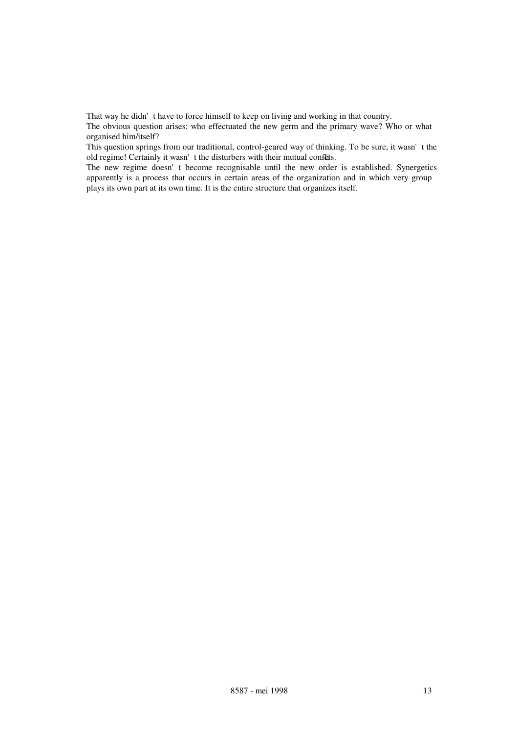That way he didn't have to force himself to keep on living and working in that country.

The obvious question arises: who effectuated the new germ and the primary wave? Who or what organised him/itself?

This question springs from our traditional, control-geared way of thinking. To be sure, it wasn't the old regime! Certainly it wasn't the disturbers with their mutual conflicts.

The new regime doesn't become recognisable until the new order is established. Synergetics apparently is a process that occurs in certain areas of the organization and in which very group plays its own part at its own time. It is the entire structure that organizes itself.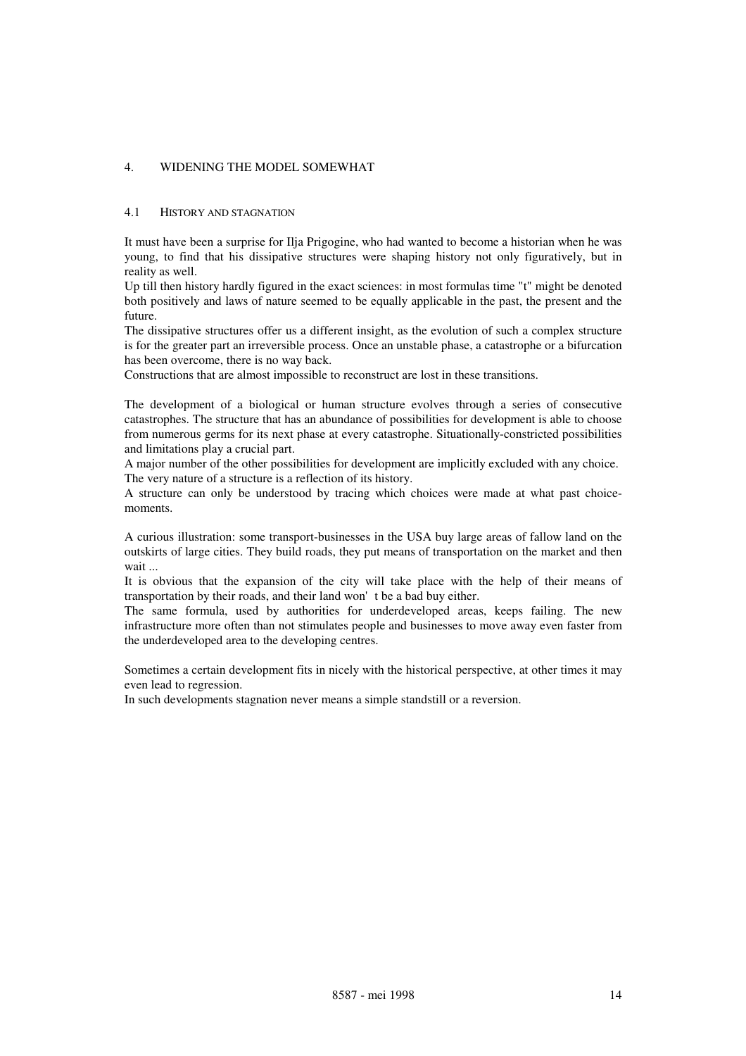## 4. WIDENING THE MODEL SOMEWHAT

### 4.1 HISTORY AND STAGNATION

It must have been a surprise for Ilja Prigogine, who had wanted to become a historian when he was young, to find that his dissipative structures were shaping history not only figuratively, but in reality as well.

Up till then history hardly figured in the exact sciences: in most formulas time "t" might be denoted both positively and laws of nature seemed to be equally applicable in the past, the present and the future.

The dissipative structures offer us a different insight, as the evolution of such a complex structure is for the greater part an irreversible process. Once an unstable phase, a catastrophe or a bifurcation has been overcome, there is no way back.

Constructions that are almost impossible to reconstruct are lost in these transitions.

The development of a biological or human structure evolves through a series of consecutive catastrophes. The structure that has an abundance of possibilities for development is able to choose from numerous germs for its next phase at every catastrophe. Situationally-constricted possibilities and limitations play a crucial part.

A major number of the other possibilities for development are implicitly excluded with any choice. The very nature of a structure is a reflection of its history.

A structure can only be understood by tracing which choices were made at what past choice-moments.

A curious illustration: some transport-businesses in the USA buy large areas of fallow land on the outskirts of large cities. They build roads, they put means of transportation on the market and then wait ...

It is obvious that the expansion of the city will take place with the help of their means of transportation by their roads, and their land won't be a bad buy either.

The same formula, used by authorities for underdeveloped areas, keeps failing. The new infrastructure more often than not stimulates people and businesses to move away even faster from the underdeveloped area to the developing centres.

Sometimes a certain development fits in nicely with the historical perspective, at other times it may even lead to regression.

In such developments stagnation never means a simple standstill or a reversion.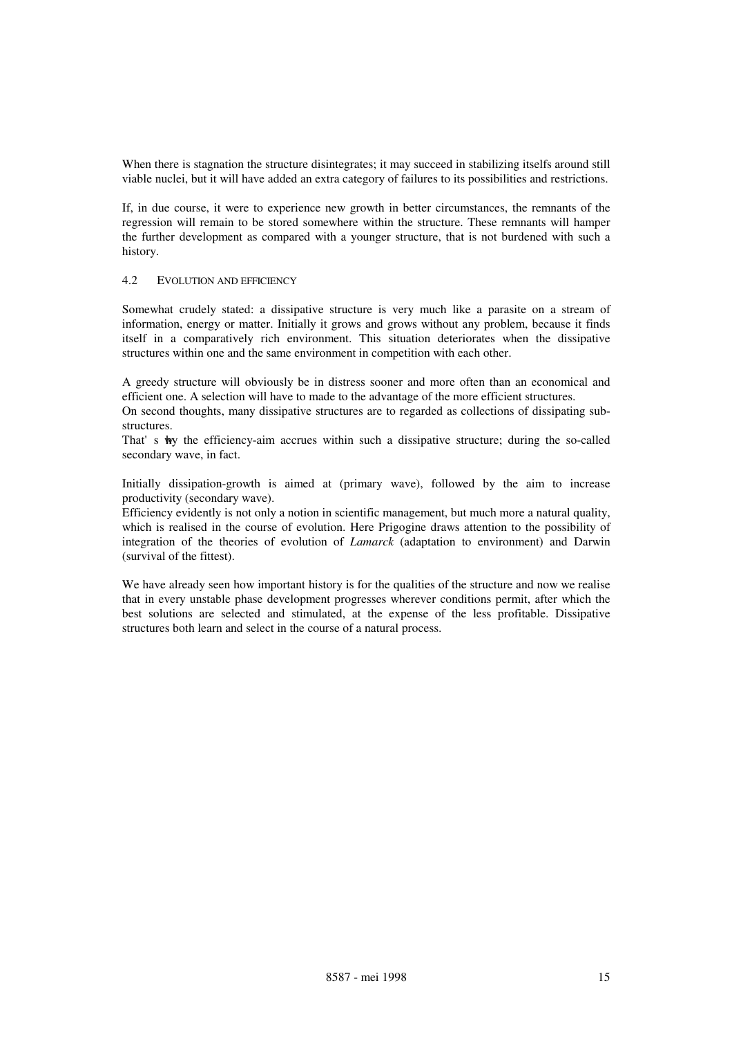When there is stagnation the structure disintegrates; it may succeed in stabilizing itselfs around still viable nuclei, but it will have added an extra category of failures to its possibilities and restrictions.

If, in due course, it were to experience new growth in better circumstances, the remnants of the regression will remain to be stored somewhere within the structure. These remnants will hamper the further development as compared with a younger structure, that is not burdened with such a history.

### 4.2 EVOLUTION AND EFFICIENCY

Somewhat crudely stated: a dissipative structure is very much like a parasite on a stream of information, energy or matter. Initially it grows and grows without any problem, because it finds itself in a comparatively rich environment. This situation deteriorates when the dissipative structures within one and the same environment in competition with each other.

A greedy structure will obviously be in distress sooner and more often than an economical and efficient one. A selection will have to made to the advantage of the more efficient structures.
On second thoughts, many dissipative structures are to regarded as collections of dissipating sub-structures.
That's why the efficiency-aim accrues within such a dissipative structure; during the so-called secondary wave, in fact.

Initially dissipation-growth is aimed at (primary wave), followed by the aim to increase productivity (secondary wave).
Efficiency evidently is not only a notion in scientific management, but much more a natural quality, which is realised in the course of evolution. Here Prigogine draws attention to the possibility of integration of the theories of evolution of *Lamarck* (adaptation to environment) and Darwin (survival of the fittest).

We have already seen how important history is for the qualities of the structure and now we realise that in every unstable phase development progresses wherever conditions permit, after which the best solutions are selected and stimulated, at the expense of the less profitable. Dissipative structures both learn and select in the course of a natural process.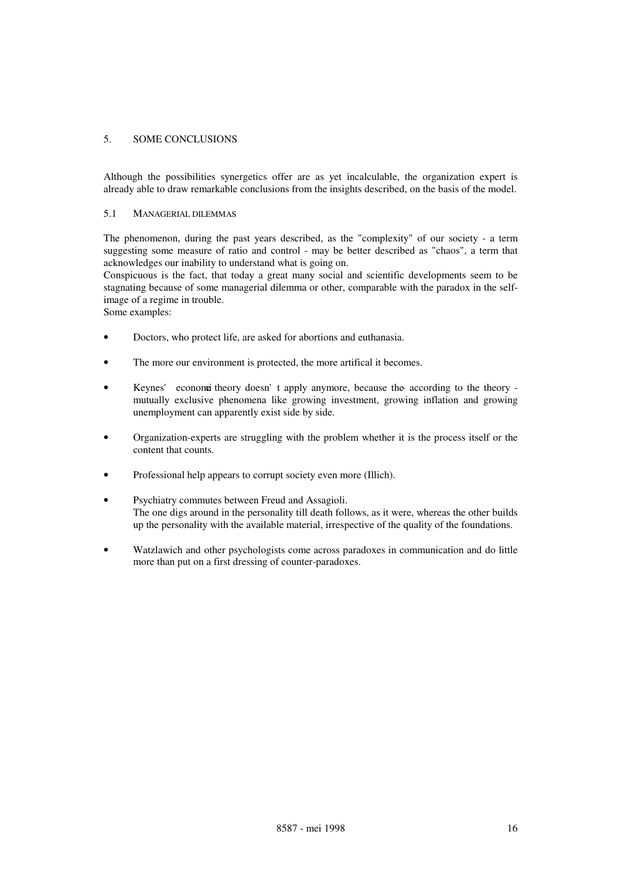## 5. SOME CONCLUSIONS

Although the possibilities synergetics offer are as yet incalculable, the organization expert is already able to draw remarkable conclusions from the insights described, on the basis of the model.

### 5.1 MANAGERIAL DILEMMAS

The phenomenon, during the past years described, as the "complexity" of our society - a term suggesting some measure of ratio and control - may be better described as "chaos", a term that acknowledges our inability to understand what is going on.
Conspicuous is the fact, that today a great many social and scientific developments seem to be stagnating because of some managerial dilemma or other, comparable with the paradox in the self-image of a regime in trouble.
Some examples:

- Doctors, who protect life, are asked for abortions and euthanasia.
- The more our environment is protected, the more artifical it becomes.
- Keynes' economic theory doesn't apply anymore, because the - according to the theory - mutually exclusive phenomena like growing investment, growing inflation and growing unemployment can apparently exist side by side.
- Organization-experts are struggling with the problem whether it is the process itself or the content that counts.
- Professional help appears to corrupt society even more (Illich).
- Psychiatry commutes between Freud and Assagioli.
  The one digs around in the personality till death follows, as it were, whereas the other builds up the personality with the available material, irrespective of the quality of the foundations.
- Watzlawich and other psychologists come across paradoxes in communication and do little more than put on a first dressing of counter-paradoxes.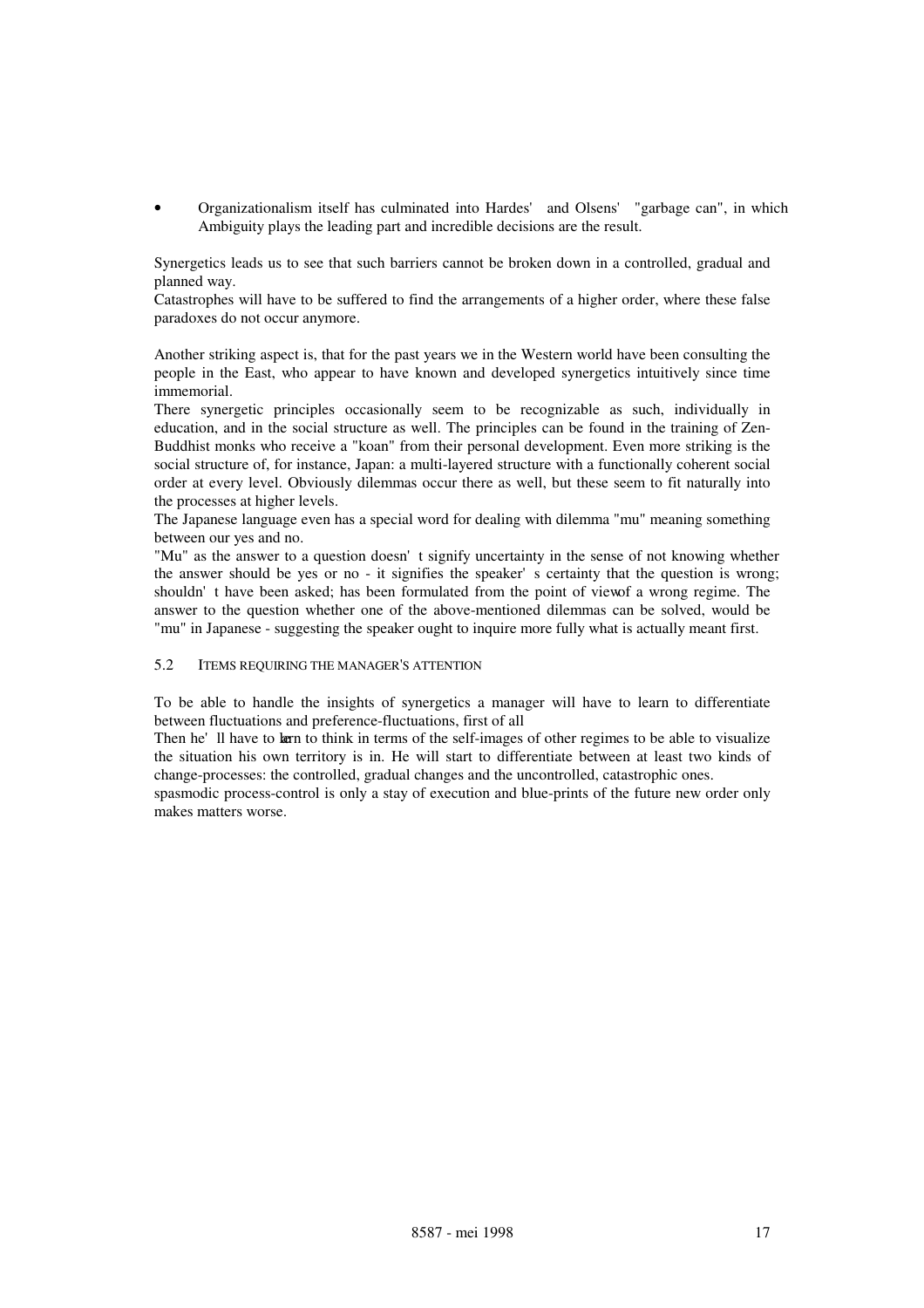- Organizationalism itself has culminated into Hardes' and Olsens' "garbage can", in which Ambiguity plays the leading part and incredible decisions are the result.

Synergetics leads us to see that such barriers cannot be broken down in a controlled, gradual and planned way.
Catastrophes will have to be suffered to find the arrangements of a higher order, where these false paradoxes do not occur anymore.

Another striking aspect is, that for the past years we in the Western world have been consulting the people in the East, who appear to have known and developed synergetics intuitively since time immemorial.
There synergetic principles occasionally seem to be recognizable as such, individually in education, and in the social structure as well. The principles can be found in the training of Zen-Buddhist monks who receive a "koan" from their personal development. Even more striking is the social structure of, for instance, Japan: a multi-layered structure with a functionally coherent social order at every level. Obviously dilemmas occur there as well, but these seem to fit naturally into the processes at higher levels.
The Japanese language even has a special word for dealing with dilemma "mu" meaning something between our yes and no.
"Mu" as the answer to a question doesn't signify uncertainty in the sense of not knowing whether the answer should be yes or no - it signifies the speaker's certainty that the question is wrong; shouldn't have been asked; has been formulated from the point of view of a wrong regime. The answer to the question whether one of the above-mentioned dilemmas can be solved, would be "mu" in Japanese - suggesting the speaker ought to inquire more fully what is actually meant first.

### 5.2 Items requiring the manager's attention

To be able to handle the insights of synergetics a manager will have to learn to differentiate between fluctuations and preference-fluctuations, first of all
Then he'll have to learn to think in terms of the self-images of other regimes to be able to visualize the situation his own territory is in. He will start to differentiate between at least two kinds of change-processes: the controlled, gradual changes and the uncontrolled, catastrophic ones.
spasmodic process-control is only a stay of execution and blue-prints of the future new order only makes matters worse.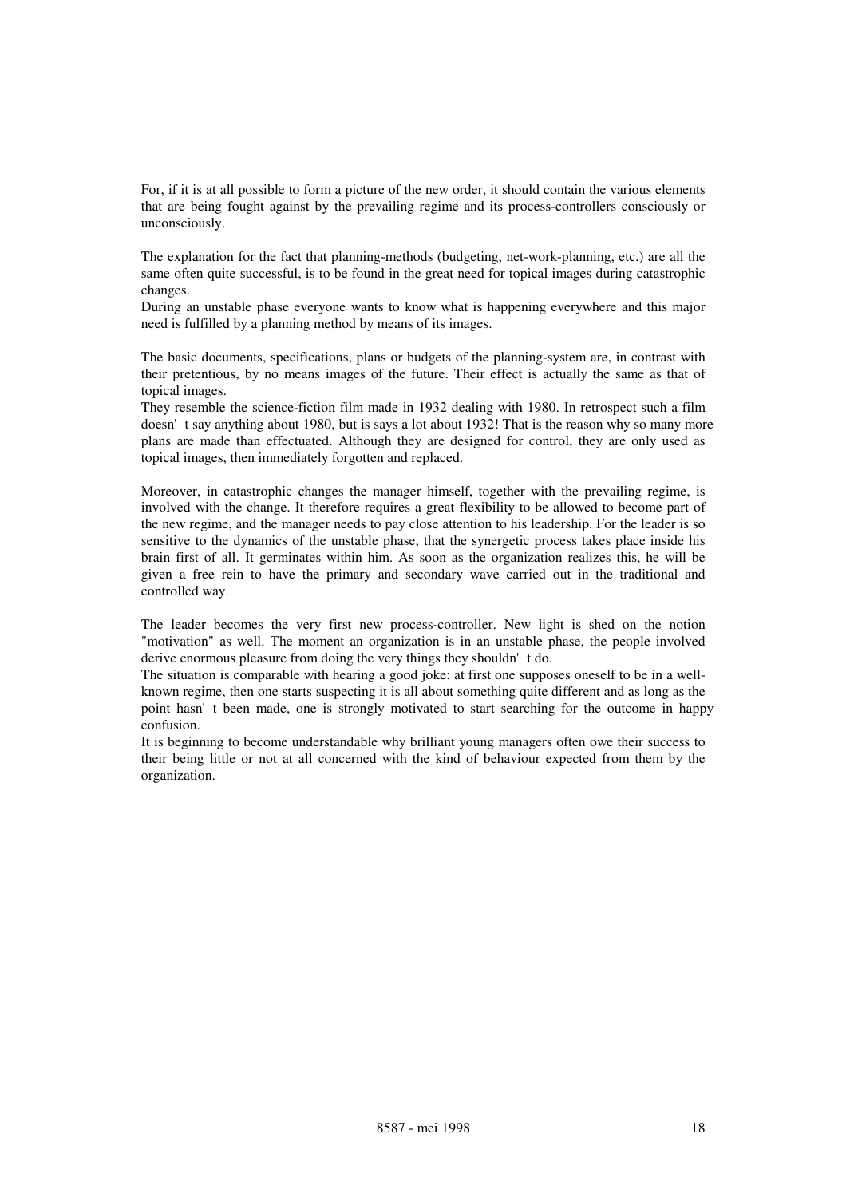For, if it is at all possible to form a picture of the new order, it should contain the various elements that are being fought against by the prevailing regime and its process-controllers consciously or unconsciously.

The explanation for the fact that planning-methods (budgeting, net-work-planning, etc.) are all the same often quite successful, is to be found in the great need for topical images during catastrophic changes.
During an unstable phase everyone wants to know what is happening everywhere and this major need is fulfilled by a planning method by means of its images.

The basic documents, specifications, plans or budgets of the planning-system are, in contrast with their pretentious, by no means images of the future. Their effect is actually the same as that of topical images.
They resemble the science-fiction film made in 1932 dealing with 1980. In retrospect such a film doesn' t say anything about 1980, but is says a lot about 1932! That is the reason why so many more plans are made than effectuated. Although they are designed for control, they are only used as topical images, then immediately forgotten and replaced.

Moreover, in catastrophic changes the manager himself, together with the prevailing regime, is involved with the change. It therefore requires a great flexibility to be allowed to become part of the new regime, and the manager needs to pay close attention to his leadership. For the leader is so sensitive to the dynamics of the unstable phase, that the synergetic process takes place inside his brain first of all. It germinates within him. As soon as the organization realizes this, he will be given a free rein to have the primary and secondary wave carried out in the traditional and controlled way.

The leader becomes the very first new process-controller. New light is shed on the notion "motivation" as well. The moment an organization is in an unstable phase, the people involved derive enormous pleasure from doing the very things they shouldn' t do.
The situation is comparable with hearing a good joke: at first one supposes oneself to be in a well-known regime, then one starts suspecting it is all about something quite different and as long as the point hasn' t been made, one is strongly motivated to start searching for the outcome in happy confusion.
It is beginning to become understandable why brilliant young managers often owe their success to their being little or not at all concerned with the kind of behaviour expected from them by the organization.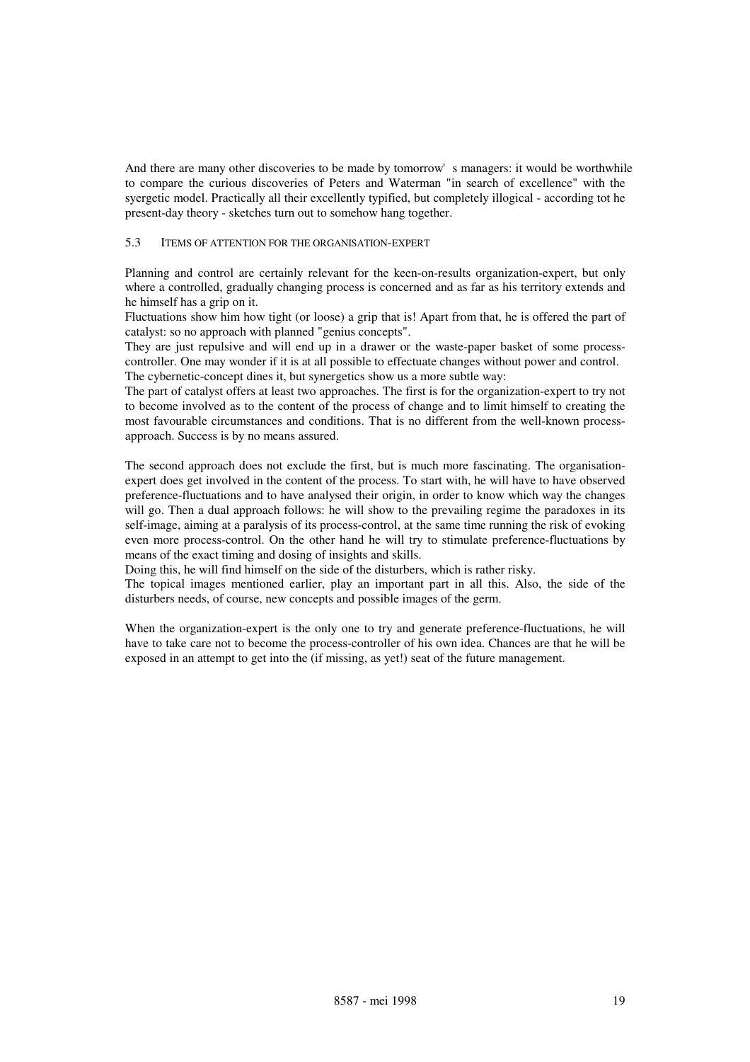And there are many other discoveries to be made by tomorrow' s managers: it would be worthwhile to compare the curious discoveries of Peters and Waterman "in search of excellence" with the syergetic model. Practically all their excellently typified, but completely illogical - according tot he present-day theory - sketches turn out to somehow hang together.

### 5.3 ITEMS OF ATTENTION FOR THE ORGANISATION-EXPERT

Planning and control are certainly relevant for the keen-on-results organization-expert, but only where a controlled, gradually changing process is concerned and as far as his territory extends and he himself has a grip on it.
Fluctuations show him how tight (or loose) a grip that is! Apart from that, he is offered the part of catalyst: so no approach with planned "genius concepts".
They are just repulsive and will end up in a drawer or the waste-paper basket of some process-controller. One may wonder if it is at all possible to effectuate changes without power and control.
The cybernetic-concept dines it, but synergetics show us a more subtle way:
The part of catalyst offers at least two approaches. The first is for the organization-expert to try not to become involved as to the content of the process of change and to limit himself to creating the most favourable circumstances and conditions. That is no different from the well-known process-approach. Success is by no means assured.

The second approach does not exclude the first, but is much more fascinating. The organisation-expert does get involved in the content of the process. To start with, he will have to have observed preference-fluctuations and to have analysed their origin, in order to know which way the changes will go. Then a dual approach follows: he will show to the prevailing regime the paradoxes in its self-image, aiming at a paralysis of its process-control, at the same time running the risk of evoking even more process-control. On the other hand he will try to stimulate preference-fluctuations by means of the exact timing and dosing of insights and skills.
Doing this, he will find himself on the side of the disturbers, which is rather risky.
The topical images mentioned earlier, play an important part in all this. Also, the side of the disturbers needs, of course, new concepts and possible images of the germ.

When the organization-expert is the only one to try and generate preference-fluctuations, he will have to take care not to become the process-controller of his own idea. Chances are that he will be exposed in an attempt to get into the (if missing, as yet!) seat of the future management.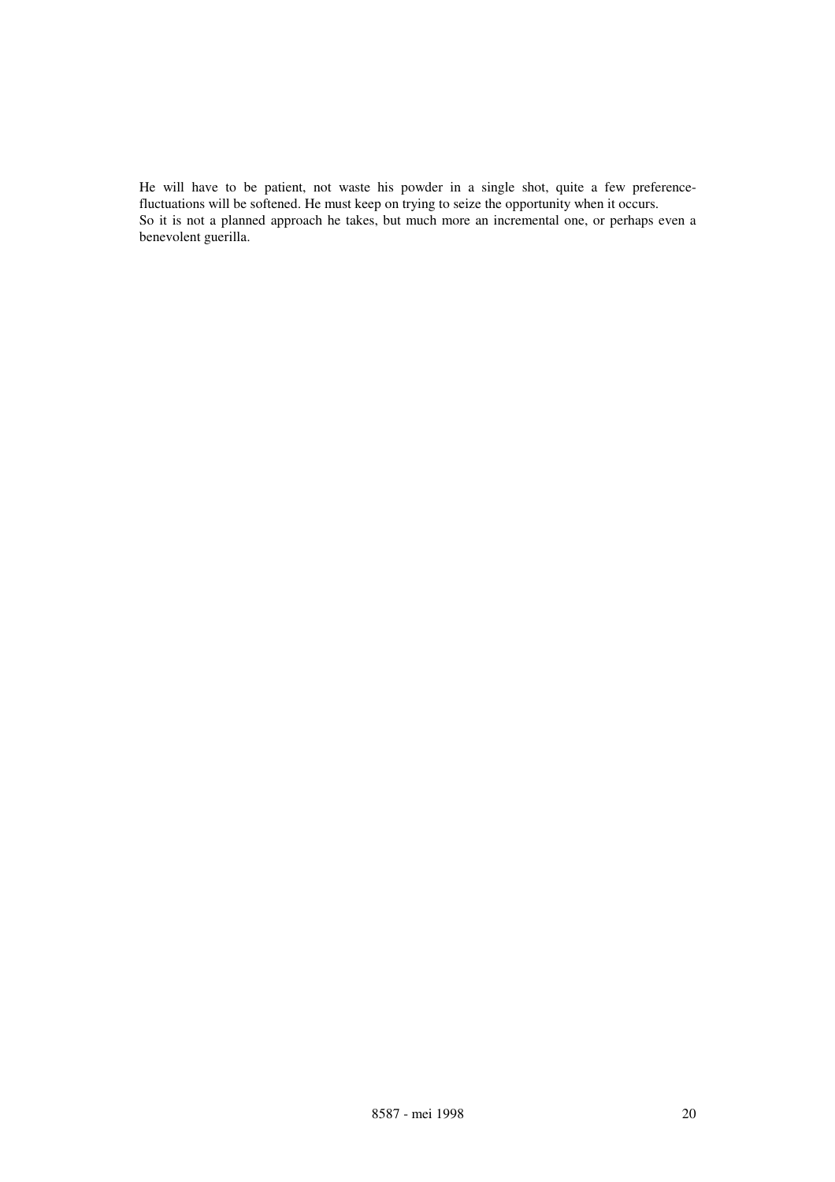He will have to be patient, not waste his powder in a single shot, quite a few preference-fluctuations will be softened. He must keep on trying to seize the opportunity when it occurs.
So it is not a planned approach he takes, but much more an incremental one, or perhaps even a benevolent guerilla.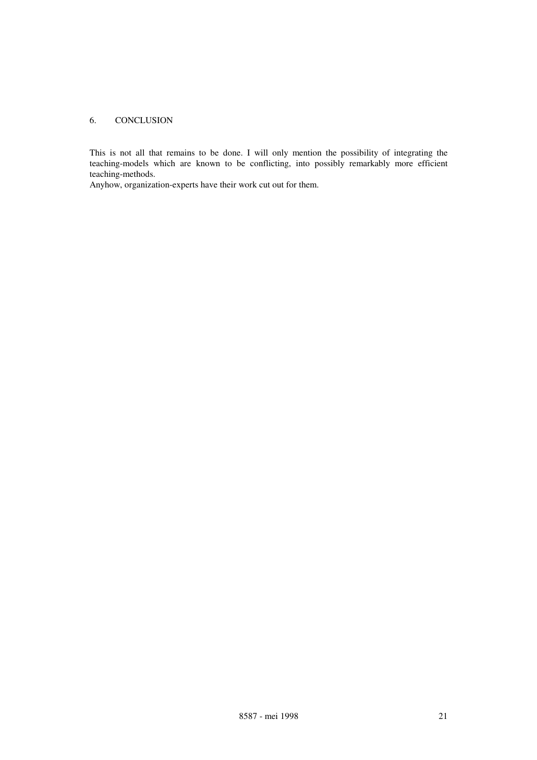## 6. CONCLUSION

This is not all that remains to be done. I will only mention the possibility of integrating the teaching-models which are known to be conflicting, into possibly remarkably more efficient teaching-methods.
Anyhow, organization-experts have their work cut out for them.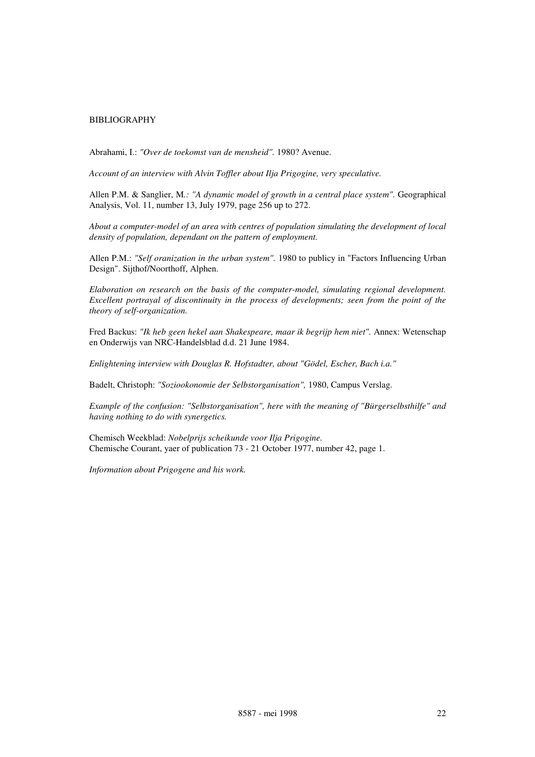## BIBLIOGRAPHY

Abrahami, I.: *"Over de toekomst van de mensheid".* 1980? Avenue.

*Account of an interview with Alvin Toffler about Ilja Prigogine, very speculative.*

Allen P.M. & Sanglier, M.*: "A dynamic model of growth in a central place system".* Geographical Analysis, Vol. 11, number 13, July 1979, page 256 up to 272.

*About a computer-model of an area with centres of population simulating the development of local density of population, dependant on the pattern of employment.*

Allen P.M.: *"Self oranization in the urban system".* 1980 to publicy in "Factors Influencing Urban Design". Sijthof/Noorthoff, Alphen.

*Elaboration on research on the basis of the computer-model, simulating regional development. Excellent portrayal of discontinuity in the process of developments; seen from the point of the theory of self-organization.*

Fred Backus: *"Ik heb geen hekel aan Shakespeare, maar ik begrijp hem niet".* Annex: Wetenschap en Onderwijs van NRC-Handelsblad d.d. 21 June 1984.

*Enlightening interview with Douglas R. Hofstadter, about "Gödel, Escher, Bach i.a."*

Badelt, Christoph: *"Soziookonomie der Selbstorganisation",* 1980, Campus Verslag.

*Example of the confusion: "Selbstorganisation", here with the meaning of "Bürgerselbsthilfe" and having nothing to do with synergetics.*

Chemisch Weekblad: *Nobelprijs scheikunde voor Ilja Prigogine.*
Chemische Courant, yaer of publication 73 - 21 October 1977, number 42, page 1.

*Information about Prigogene and his work.*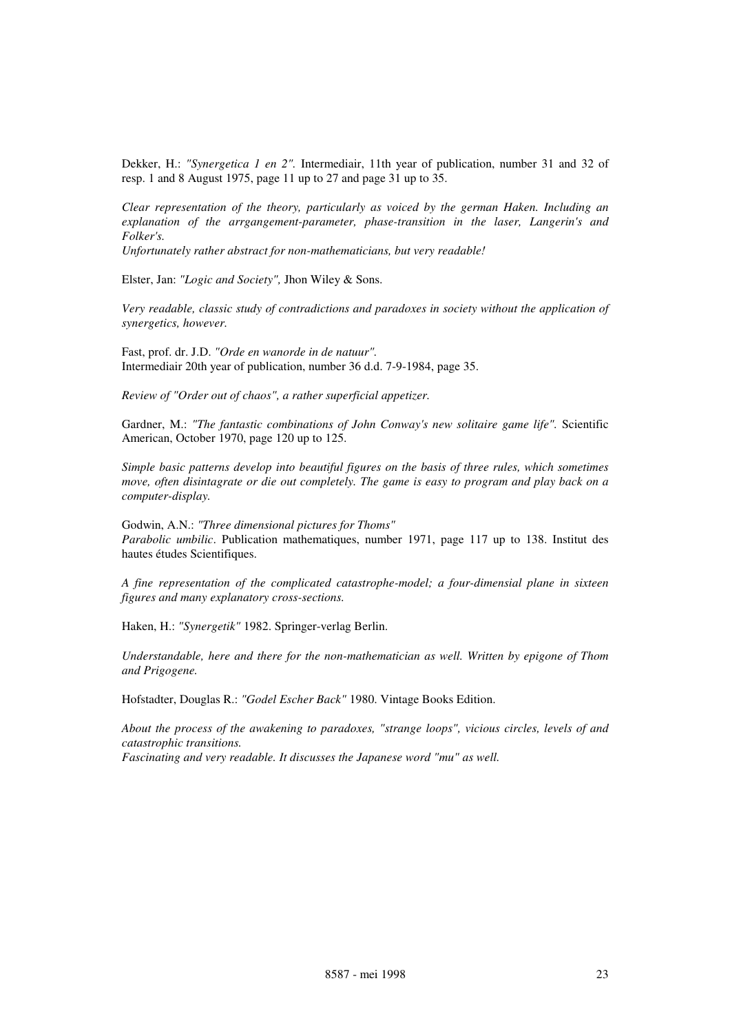Dekker, H.: *"Synergetica 1 en 2".* Intermediair, 11th year of publication, number 31 and 32 of resp. 1 and 8 August 1975, page 11 up to 27 and page 31 up to 35.

*Clear representation of the theory, particularly as voiced by the german Haken. Including an explanation of the arrgangement-parameter, phase-transition in the laser, Langerin's and Folker's.*
*Unfortunately rather abstract for non-mathematicians, but very readable!*

Elster, Jan: *"Logic and Society",* Jhon Wiley & Sons.

*Very readable, classic study of contradictions and paradoxes in society without the application of synergetics, however.*

Fast, prof. dr. J.D. *"Orde en wanorde in de natuur".*
Intermediair 20th year of publication, number 36 d.d. 7-9-1984, page 35.

*Review of "Order out of chaos", a rather superficial appetizer.*

Gardner, M.: *"The fantastic combinations of John Conway's new solitaire game life".* Scientific American, October 1970, page 120 up to 125.

*Simple basic patterns develop into beautiful figures on the basis of three rules, which sometimes move, often disintagrate or die out completely. The game is easy to program and play back on a computer-display.*

Godwin, A.N.: *"Three dimensional pictures for Thoms"*
*Parabolic umbilic*. Publication mathematiques, number 1971, page 117 up to 138. Institut des hautes études Scientifiques.

*A fine representation of the complicated catastrophe-model; a four-dimensial plane in sixteen figures and many explanatory cross-sections.*

Haken, H.: *"Synergetik"* 1982. Springer-verlag Berlin.

*Understandable, here and there for the non-mathematician as well. Written by epigone of Thom and Prigogene.*

Hofstadter, Douglas R.: *"Godel Escher Back"* 1980. Vintage Books Edition.

*About the process of the awakening to paradoxes, "strange loops", vicious circles, levels of and catastrophic transitions.*
*Fascinating and very readable. It discusses the Japanese word "mu" as well.*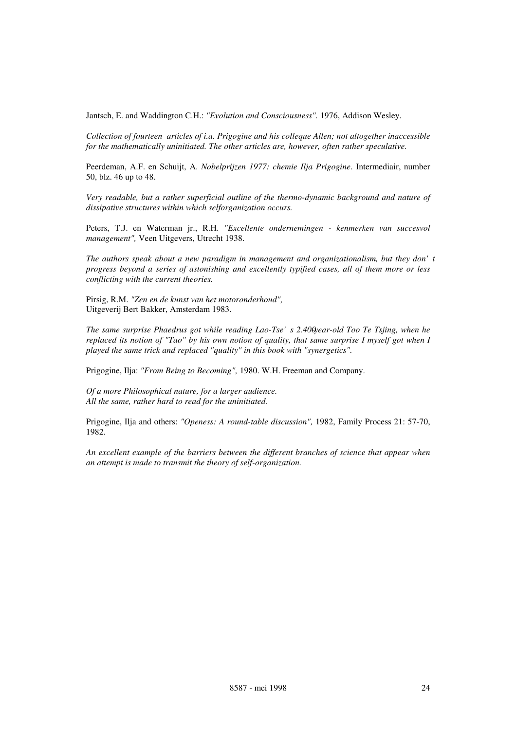Jantsch, E. and Waddington C.H.: *"Evolution and Consciousness".* 1976, Addison Wesley.

*Collection of fourteen articles of i.a. Prigogine and his colleque Allen; not altogether inaccessible for the mathematically uninitiated. The other articles are, however, often rather speculative.*

Peerdeman, A.F. en Schuijt, A. *Nobelprijzen 1977: chemie Ilja Prigogine*. Intermediair, number 50, blz. 46 up to 48.

*Very readable, but a rather superficial outline of the thermo-dynamic background and nature of dissipative structures within which selforganization occurs.*

Peters, T.J. en Waterman jr., R.H. *"Excellente ondernemingen - kenmerken van succesvol management",* Veen Uitgevers, Utrecht 1938.

*The authors speak about a new paradigm in management and organizationalism, but they don' t progress beyond a series of astonishing and excellently typified cases, all of them more or less conflicting with the current theories.*

Pirsig, R.M. *"Zen en de kunst van het motoronderhoud",*
Uitgeverij Bert Bakker, Amsterdam 1983.

*The same surprise Phaedrus got while reading Lao-Tse' s 2.400-year-old Too Te Tsjing, when he replaced its notion of "Tao" by his own notion of quality, that same surprise I myself got when I played the same trick and replaced "quality" in this book with "synergetics".*

Prigogine, Ilja: *"From Being to Becoming",* 1980. W.H. Freeman and Company.

*Of a more Philosophical nature, for a larger audience.*
*All the same, rather hard to read for the uninitiated.*

Prigogine, Ilja and others: *"Openess: A round-table discussion",* 1982, Family Process 21: 57-70, 1982.

*An excellent example of the barriers between the different branches of science that appear when an attempt is made to transmit the theory of self-organization.*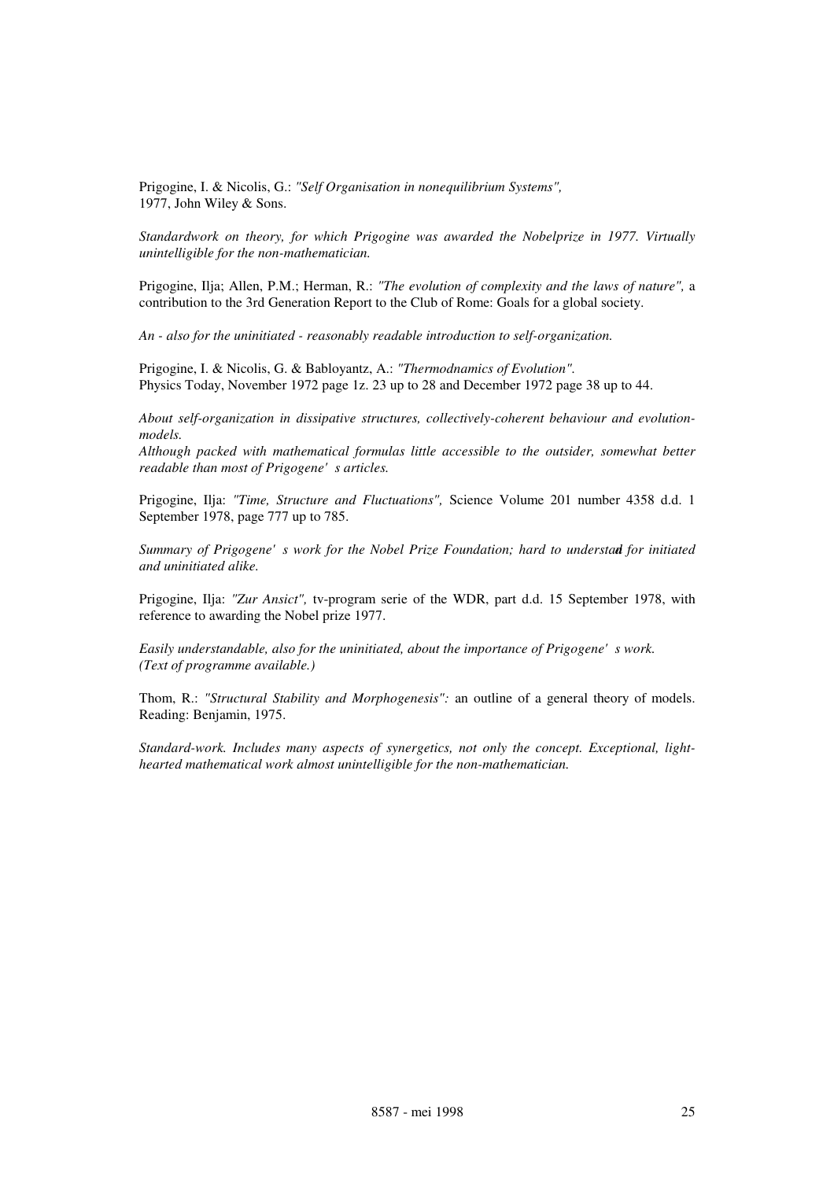Prigogine, I. & Nicolis, G.: *"Self Organisation in nonequilibrium Systems",* 1977, John Wiley & Sons.

*Standardwork on theory, for which Prigogine was awarded the Nobelprize in 1977. Virtually unintelligible for the non-mathematician.*

Prigogine, Ilja; Allen, P.M.; Herman, R.: *"The evolution of complexity and the laws of nature",* a contribution to the 3rd Generation Report to the Club of Rome: Goals for a global society.

*An - also for the uninitiated - reasonably readable introduction to self-organization.*

Prigogine, I. & Nicolis, G. & Babloyantz, A.: *"Thermodnamics of Evolution".* Physics Today, November 1972 page 1z. 23 up to 28 and December 1972 page 38 up to 44.

*About self-organization in dissipative structures, collectively-coherent behaviour and evolution-models.*
*Although packed with mathematical formulas little accessible to the outsider, somewhat better readable than most of Prigogene' s articles.*

Prigogine, Ilja: *"Time, Structure and Fluctuations",* Science Volume 201 number 4358 d.d. 1 September 1978, page 777 up to 785.

*Summary of Prigogene' s work for the Nobel Prize Foundation; hard to understand for initiated and uninitiated alike.*

Prigogine, Ilja: *"Zur Ansict",* tv-program serie of the WDR, part d.d. 15 September 1978, with reference to awarding the Nobel prize 1977.

*Easily understandable, also for the uninitiated, about the importance of Prigogene' s work. (Text of programme available.)*

Thom, R.: *"Structural Stability and Morphogenesis":* an outline of a general theory of models. Reading: Benjamin, 1975.

*Standard-work. Includes many aspects of synergetics, not only the concept. Exceptional, light-hearted mathematical work almost unintelligible for the non-mathematician.*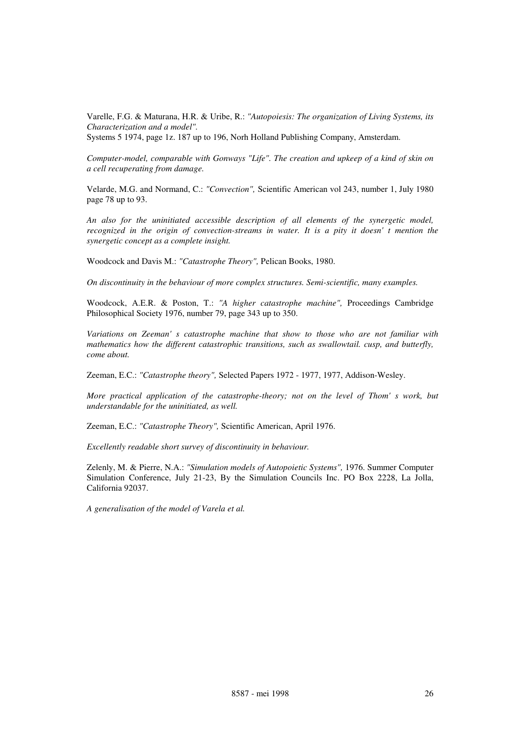Varelle, F.G. & Maturana, H.R. & Uribe, R.: *"Autopoiesis: The organization of Living Systems, its Characterization and a model".*
Systems 5 1974, page 1z. 187 up to 196, Norh Holland Publishing Company, Amsterdam.

*Computer-model, comparable with Gonways "Life". The creation and upkeep of a kind of skin on a cell recuperating from damage.*

Velarde, M.G. and Normand, C.: *"Convection",* Scientific American vol 243, number 1, July 1980 page 78 up to 93.

*An also for the uninitiated accessible description of all elements of the synergetic model, recognized in the origin of convection-streams in water. It is a pity it doesn' t mention the synergetic concept as a complete insight.*

Woodcock and Davis M.: *"Catastrophe Theory",* Pelican Books, 1980.

*On discontinuity in the behaviour of more complex structures. Semi-scientific, many examples.*

Woodcock, A.E.R. & Poston, T.: *"A higher catastrophe machine",* Proceedings Cambridge Philosophical Society 1976, number 79, page 343 up to 350.

*Variations on Zeeman' s catastrophe machine that show to those who are not familiar with mathematics how the different catastrophic transitions, such as swallowtail. cusp, and butterfly, come about.*

Zeeman, E.C.: *"Catastrophe theory",* Selected Papers 1972 - 1977, 1977, Addison-Wesley.

*More practical application of the catastrophe-theory; not on the level of Thom' s work, but understandable for the uninitiated, as well.*

Zeeman, E.C.: *"Catastrophe Theory",* Scientific American, April 1976.

*Excellently readable short survey of discontinuity in behaviour.*

Zelenly, M. & Pierre, N.A.: *"Simulation models of Autopoietic Systems",* 1976. Summer Computer Simulation Conference, July 21-23, By the Simulation Councils Inc. PO Box 2228, La Jolla, California 92037.

*A generalisation of the model of Varela et al.*